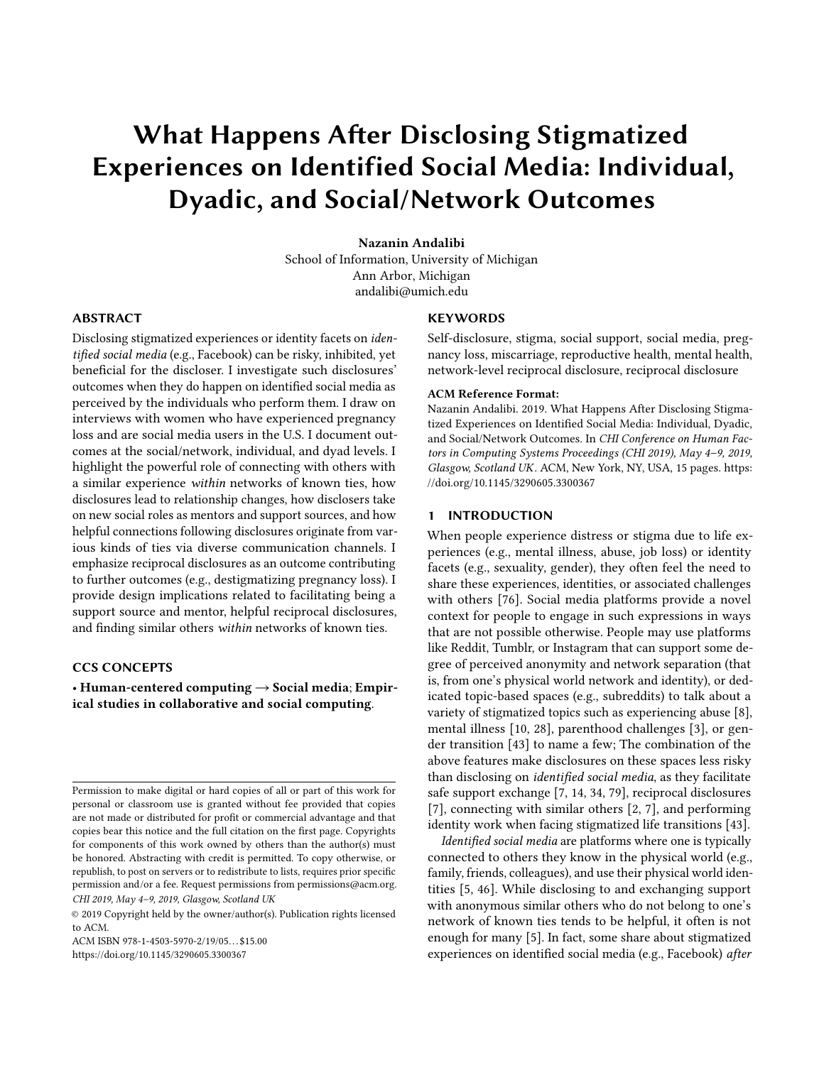# What Happens After Disclosing Stigmatized Experiences on Identified Social Media: Individual, Dyadic, and Social/Network Outcomes

**Nazanin Andalibi**
School of Information, University of Michigan
Ann Arbor, Michigan
andalibi@umich.edu

## ABSTRACT

Disclosing stigmatized experiences or identity facets on *identified social media* (e.g., Facebook) can be risky, inhibited, yet beneficial for the discloser. I investigate such disclosures' outcomes when they do happen on identified social media as perceived by the individuals who perform them. I draw on interviews with women who have experienced pregnancy loss and are social media users in the U.S. I document outcomes at the social/network, individual, and dyad levels. I highlight the powerful role of connecting with others with a similar experience *within* networks of known ties, how disclosures lead to relationship changes, how disclosers take on new social roles as mentors and support sources, and how helpful connections following disclosures originate from various kinds of ties via diverse communication channels. I emphasize reciprocal disclosures as an outcome contributing to further outcomes (e.g., destigmatizing pregnancy loss). I provide design implications related to facilitating being a support source and mentor, helpful reciprocal disclosures, and finding similar others *within* networks of known ties.

## CCS CONCEPTS

• **Human-centered computing** → **Social media**; **Empirical studies in collaborative and social computing**.

Permission to make digital or hard copies of all or part of this work for personal or classroom use is granted without fee provided that copies are not made or distributed for profit or commercial advantage and that copies bear this notice and the full citation on the first page. Copyrights for components of this work owned by others than the author(s) must be honored. Abstracting with credit is permitted. To copy otherwise, or republish, to post on servers or to redistribute to lists, requires prior specific permission and/or a fee. Request permissions from permissions@acm.org.
*CHI 2019, May 4–9, 2019, Glasgow, Scotland UK*

© 2019 Copyright held by the owner/author(s). Publication rights licensed to ACM.
ACM ISBN 978-1-4503-5970-2/19/05...$15.00
https://doi.org/10.1145/3290605.3300367

## KEYWORDS

Self-disclosure, stigma, social support, social media, pregnancy loss, miscarriage, reproductive health, mental health, network-level reciprocal disclosure, reciprocal disclosure

**ACM Reference Format:**
Nazanin Andalibi. 2019. What Happens After Disclosing Stigmatized Experiences on Identified Social Media: Individual, Dyadic, and Social/Network Outcomes. In *CHI Conference on Human Factors in Computing Systems Proceedings (CHI 2019), May 4–9, 2019, Glasgow, Scotland UK*. ACM, New York, NY, USA, 15 pages. https://doi.org/10.1145/3290605.3300367

## 1 INTRODUCTION

When people experience distress or stigma due to life experiences (e.g., mental illness, abuse, job loss) or identity facets (e.g., sexuality, gender), they often feel the need to share these experiences, identities, or associated challenges with others [76]. Social media platforms provide a novel context for people to engage in such expressions in ways that are not possible otherwise. People may use platforms like Reddit, Tumblr, or Instagram that can support some degree of perceived anonymity and network separation (that is, from one's physical world network and identity), or dedicated topic-based spaces (e.g., subreddits) to talk about a variety of stigmatized topics such as experiencing abuse [8], mental illness [10, 28], parenthood challenges [3], or gender transition [43] to name a few; The combination of the above features make disclosures on these spaces less risky than disclosing on *identified social media*, as they facilitate safe support exchange [7, 14, 34, 79], reciprocal disclosures [7], connecting with similar others [2, 7], and performing identity work when facing stigmatized life transitions [43].

*Identified social media* are platforms where one is typically connected to others they know in the physical world (e.g., family, friends, colleagues), and use their physical world identities [5, 46]. While disclosing to and exchanging support with anonymous similar others who do not belong to one's network of known ties tends to be helpful, it often is not enough for many [5]. In fact, some share about stigmatized experiences on identified social media (e.g., Facebook) *after*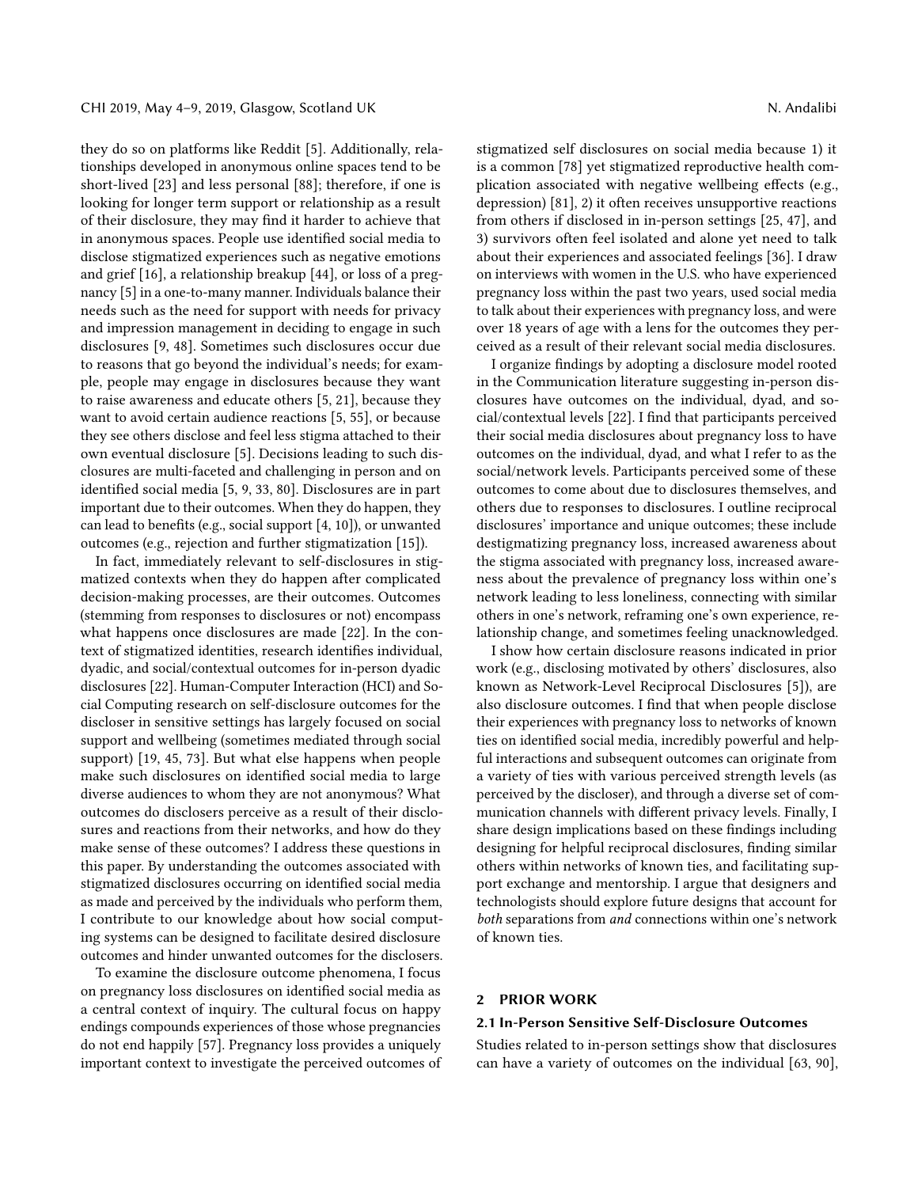they do so on platforms like Reddit [5]. Additionally, relationships developed in anonymous online spaces tend to be short-lived [23] and less personal [88]; therefore, if one is looking for longer term support or relationship as a result of their disclosure, they may find it harder to achieve that in anonymous spaces. People use identified social media to disclose stigmatized experiences such as negative emotions and grief [16], a relationship breakup [44], or loss of a pregnancy [5] in a one-to-many manner. Individuals balance their needs such as the need for support with needs for privacy and impression management in deciding to engage in such disclosures [9, 48]. Sometimes such disclosures occur due to reasons that go beyond the individual's needs; for example, people may engage in disclosures because they want to raise awareness and educate others [5, 21], because they want to avoid certain audience reactions [5, 55], or because they see others disclose and feel less stigma attached to their own eventual disclosure [5]. Decisions leading to such disclosures are multi-faceted and challenging in person and on identified social media [5, 9, 33, 80]. Disclosures are in part important due to their outcomes. When they do happen, they can lead to benefits (e.g., social support [4, 10]), or unwanted outcomes (e.g., rejection and further stigmatization [15]).

In fact, immediately relevant to self-disclosures in stigmatized contexts when they do happen after complicated decision-making processes, are their outcomes. Outcomes (stemming from responses to disclosures or not) encompass what happens once disclosures are made [22]. In the context of stigmatized identities, research identifies individual, dyadic, and social/contextual outcomes for in-person dyadic disclosures [22]. Human-Computer Interaction (HCI) and Social Computing research on self-disclosure outcomes for the discloser in sensitive settings has largely focused on social support and wellbeing (sometimes mediated through social support) [19, 45, 73]. But what else happens when people make such disclosures on identified social media to large diverse audiences to whom they are not anonymous? What outcomes do disclosers perceive as a result of their disclosures and reactions from their networks, and how do they make sense of these outcomes? I address these questions in this paper. By understanding the outcomes associated with stigmatized disclosures occurring on identified social media as made and perceived by the individuals who perform them, I contribute to our knowledge about how social computing systems can be designed to facilitate desired disclosure outcomes and hinder unwanted outcomes for the disclosers.

To examine the disclosure outcome phenomena, I focus on pregnancy loss disclosures on identified social media as a central context of inquiry. The cultural focus on happy endings compounds experiences of those whose pregnancies do not end happily [57]. Pregnancy loss provides a uniquely important context to investigate the perceived outcomes of stigmatized self disclosures on social media because 1) it is a common [78] yet stigmatized reproductive health complication associated with negative wellbeing effects (e.g., depression) [81], 2) it often receives unsupportive reactions from others if disclosed in in-person settings [25, 47], and 3) survivors often feel isolated and alone yet need to talk about their experiences and associated feelings [36]. I draw on interviews with women in the U.S. who have experienced pregnancy loss within the past two years, used social media to talk about their experiences with pregnancy loss, and were over 18 years of age with a lens for the outcomes they perceived as a result of their relevant social media disclosures.

I organize findings by adopting a disclosure model rooted in the Communication literature suggesting in-person disclosures have outcomes on the individual, dyad, and social/contextual levels [22]. I find that participants perceived their social media disclosures about pregnancy loss to have outcomes on the individual, dyad, and what I refer to as the social/network levels. Participants perceived some of these outcomes to come about due to disclosures themselves, and others due to responses to disclosures. I outline reciprocal disclosures' importance and unique outcomes; these include destigmatizing pregnancy loss, increased awareness about the stigma associated with pregnancy loss, increased awareness about the prevalence of pregnancy loss within one's network leading to less loneliness, connecting with similar others in one's network, reframing one's own experience, relationship change, and sometimes feeling unacknowledged.

I show how certain disclosure reasons indicated in prior work (e.g., disclosing motivated by others' disclosures, also known as Network-Level Reciprocal Disclosures [5]), are also disclosure outcomes. I find that when people disclose their experiences with pregnancy loss to networks of known ties on identified social media, incredibly powerful and helpful interactions and subsequent outcomes can originate from a variety of ties with various perceived strength levels (as perceived by the discloser), and through a diverse set of communication channels with different privacy levels. Finally, I share design implications based on these findings including designing for helpful reciprocal disclosures, finding similar others within networks of known ties, and facilitating support exchange and mentorship. I argue that designers and technologists should explore future designs that account for *both* separations from *and* connections within one's network of known ties.

## 2 PRIOR WORK

### 2.1 In-Person Sensitive Self-Disclosure Outcomes

Studies related to in-person settings show that disclosures can have a variety of outcomes on the individual [63, 90],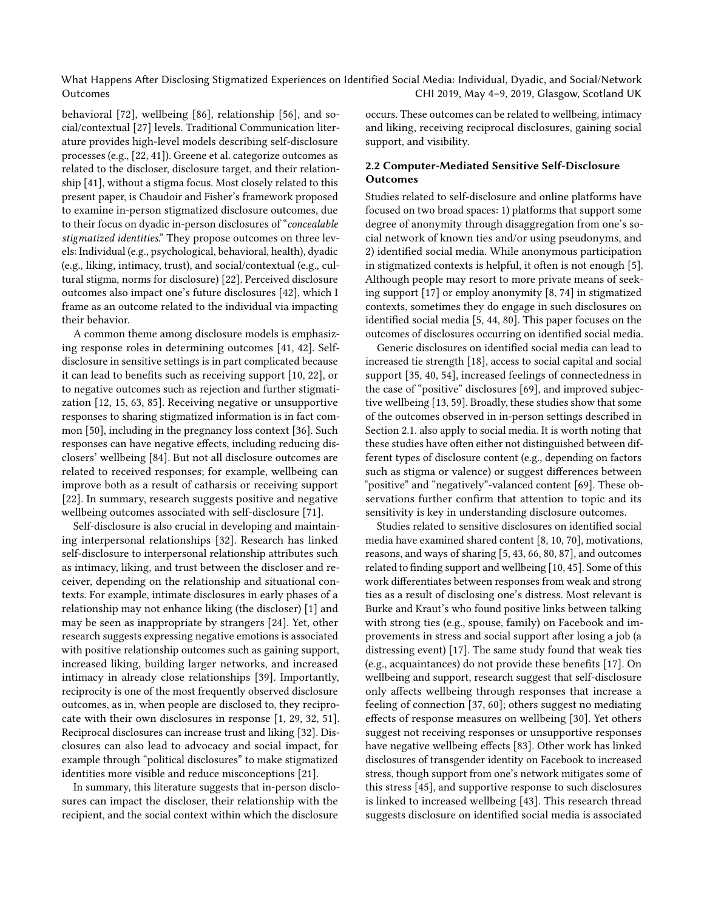behavioral [72], wellbeing [86], relationship [56], and social/contextual [27] levels. Traditional Communication literature provides high-level models describing self-disclosure processes (e.g., [22, 41]). Greene et al. categorize outcomes as related to the discloser, disclosure target, and their relationship [41], without a stigma focus. Most closely related to this present paper, is Chaudoir and Fisher's framework proposed to examine in-person stigmatized disclosure outcomes, due to their focus on dyadic in-person disclosures of "*concealable stigmatized identities*." They propose outcomes on three levels: Individual (e.g., psychological, behavioral, health), dyadic (e.g., liking, intimacy, trust), and social/contextual (e.g., cultural stigma, norms for disclosure) [22]. Perceived disclosure outcomes also impact one's future disclosures [42], which I frame as an outcome related to the individual via impacting their behavior.

A common theme among disclosure models is emphasizing response roles in determining outcomes [41, 42]. Self-disclosure in sensitive settings is in part complicated because it can lead to benefits such as receiving support [10, 22], or to negative outcomes such as rejection and further stigmatization [12, 15, 63, 85]. Receiving negative or unsupportive responses to sharing stigmatized information is in fact common [50], including in the pregnancy loss context [36]. Such responses can have negative effects, including reducing disclosers' wellbeing [84]. But not all disclosure outcomes are related to received responses; for example, wellbeing can improve both as a result of catharsis or receiving support [22]. In summary, research suggests positive and negative wellbeing outcomes associated with self-disclosure [71].

Self-disclosure is also crucial in developing and maintaining interpersonal relationships [32]. Research has linked self-disclosure to interpersonal relationship attributes such as intimacy, liking, and trust between the discloser and receiver, depending on the relationship and situational contexts. For example, intimate disclosures in early phases of a relationship may not enhance liking (the discloser) [1] and may be seen as inappropriate by strangers [24]. Yet, other research suggests expressing negative emotions is associated with positive relationship outcomes such as gaining support, increased liking, building larger networks, and increased intimacy in already close relationships [39]. Importantly, reciprocity is one of the most frequently observed disclosure outcomes, as in, when people are disclosed to, they reciprocate with their own disclosures in response [1, 29, 32, 51]. Reciprocal disclosures can increase trust and liking [32]. Disclosures can also lead to advocacy and social impact, for example through "political disclosures" to make stigmatized identities more visible and reduce misconceptions [21].

In summary, this literature suggests that in-person disclosures can impact the discloser, their relationship with the recipient, and the social context within which the disclosure occurs. These outcomes can be related to wellbeing, intimacy and liking, receiving reciprocal disclosures, gaining social support, and visibility.

## 2.2 Computer-Mediated Sensitive Self-Disclosure Outcomes

Studies related to self-disclosure and online platforms have focused on two broad spaces: 1) platforms that support some degree of anonymity through disaggregation from one's social network of known ties and/or using pseudonyms, and 2) identified social media. While anonymous participation in stigmatized contexts is helpful, it often is not enough [5]. Although people may resort to more private means of seeking support [17] or employ anonymity [8, 74] in stigmatized contexts, sometimes they do engage in such disclosures on identified social media [5, 44, 80]. This paper focuses on the outcomes of disclosures occurring on identified social media.

Generic disclosures on identified social media can lead to increased tie strength [18], access to social capital and social support [35, 40, 54], increased feelings of connectedness in the case of "positive" disclosures [69], and improved subjective wellbeing [13, 59]. Broadly, these studies show that some of the outcomes observed in in-person settings described in Section 2.1. also apply to social media. It is worth noting that these studies have often either not distinguished between different types of disclosure content (e.g., depending on factors such as stigma or valence) or suggest differences between "positive" and "negatively"-valanced content [69]. These observations further confirm that attention to topic and its sensitivity is key in understanding disclosure outcomes.

Studies related to sensitive disclosures on identified social media have examined shared content [8, 10, 70], motivations, reasons, and ways of sharing [5, 43, 66, 80, 87], and outcomes related to finding support and wellbeing [10, 45]. Some of this work differentiates between responses from weak and strong ties as a result of disclosing one's distress. Most relevant is Burke and Kraut's who found positive links between talking with strong ties (e.g., spouse, family) on Facebook and improvements in stress and social support after losing a job (a distressing event) [17]. The same study found that weak ties (e.g., acquaintances) do not provide these benefits [17]. On wellbeing and support, research suggest that self-disclosure only affects wellbeing through responses that increase a feeling of connection [37, 60]; others suggest no mediating effects of response measures on wellbeing [30]. Yet others suggest not receiving responses or unsupportive responses have negative wellbeing effects [83]. Other work has linked disclosures of transgender identity on Facebook to increased stress, though support from one's network mitigates some of this stress [45], and supportive response to such disclosures is linked to increased wellbeing [43]. This research thread suggests disclosure on identified social media is associated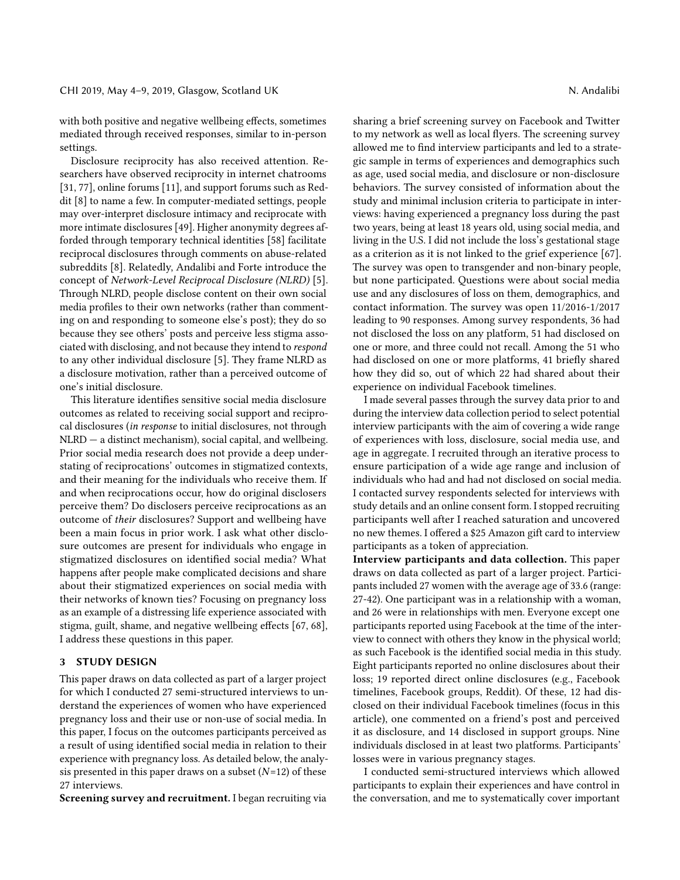with both positive and negative wellbeing effects, sometimes mediated through received responses, similar to in-person settings.

Disclosure reciprocity has also received attention. Researchers have observed reciprocity in internet chatrooms [31, 77], online forums [11], and support forums such as Reddit [8] to name a few. In computer-mediated settings, people may over-interpret disclosure intimacy and reciprocate with more intimate disclosures [49]. Higher anonymity degrees afforded through temporary technical identities [58] facilitate reciprocal disclosures through comments on abuse-related subreddits [8]. Relatedly, Andalibi and Forte introduce the concept of *Network-Level Reciprocal Disclosure (NLRD)* [5]. Through NLRD, people disclose content on their own social media profiles to their own networks (rather than commenting on and responding to someone else's post); they do so because they see others' posts and perceive less stigma associated with disclosing, and not because they intend to *respond* to any other individual disclosure [5]. They frame NLRD as a disclosure motivation, rather than a perceived outcome of one's initial disclosure.

This literature identifies sensitive social media disclosure outcomes as related to receiving social support and reciprocal disclosures (*in response* to initial disclosures, not through NLRD — a distinct mechanism), social capital, and wellbeing. Prior social media research does not provide a deep understating of reciprocations' outcomes in stigmatized contexts, and their meaning for the individuals who receive them. If and when reciprocations occur, how do original disclosers perceive them? Do disclosers perceive reciprocations as an outcome of *their* disclosures? Support and wellbeing have been a main focus in prior work. I ask what other disclosure outcomes are present for individuals who engage in stigmatized disclosures on identified social media? What happens after people make complicated decisions and share about their stigmatized experiences on social media with their networks of known ties? Focusing on pregnancy loss as an example of a distressing life experience associated with stigma, guilt, shame, and negative wellbeing effects [67, 68], I address these questions in this paper.

## 3 STUDY DESIGN

This paper draws on data collected as part of a larger project for which I conducted 27 semi-structured interviews to understand the experiences of women who have experienced pregnancy loss and their use or non-use of social media. In this paper, I focus on the outcomes participants perceived as a result of using identified social media in relation to their experience with pregnancy loss. As detailed below, the analysis presented in this paper draws on a subset ($N$=12) of these 27 interviews.

**Screening survey and recruitment.** I began recruiting via sharing a brief screening survey on Facebook and Twitter to my network as well as local flyers. The screening survey allowed me to find interview participants and led to a strategic sample in terms of experiences and demographics such as age, used social media, and disclosure or non-disclosure behaviors. The survey consisted of information about the study and minimal inclusion criteria to participate in interviews: having experienced a pregnancy loss during the past two years, being at least 18 years old, using social media, and living in the U.S. I did not include the loss's gestational stage as a criterion as it is not linked to the grief experience [67]. The survey was open to transgender and non-binary people, but none participated. Questions were about social media use and any disclosures of loss on them, demographics, and contact information. The survey was open 11/2016-1/2017 leading to 90 responses. Among survey respondents, 36 had not disclosed the loss on any platform, 51 had disclosed on one or more, and three could not recall. Among the 51 who had disclosed on one or more platforms, 41 briefly shared how they did so, out of which 22 had shared about their experience on individual Facebook timelines.

I made several passes through the survey data prior to and during the interview data collection period to select potential interview participants with the aim of covering a wide range of experiences with loss, disclosure, social media use, and age in aggregate. I recruited through an iterative process to ensure participation of a wide age range and inclusion of individuals who had and had not disclosed on social media. I contacted survey respondents selected for interviews with study details and an online consent form. I stopped recruiting participants well after I reached saturation and uncovered no new themes. I offered a $25 Amazon gift card to interview participants as a token of appreciation.

**Interview participants and data collection.** This paper draws on data collected as part of a larger project. Participants included 27 women with the average age of 33.6 (range: 27-42). One participant was in a relationship with a woman, and 26 were in relationships with men. Everyone except one participants reported using Facebook at the time of the interview to connect with others they know in the physical world; as such Facebook is the identified social media in this study. Eight participants reported no online disclosures about their loss; 19 reported direct online disclosures (e.g., Facebook timelines, Facebook groups, Reddit). Of these, 12 had disclosed on their individual Facebook timelines (focus in this article), one commented on a friend's post and perceived it as disclosure, and 14 disclosed in support groups. Nine individuals disclosed in at least two platforms. Participants' losses were in various pregnancy stages.

I conducted semi-structured interviews which allowed participants to explain their experiences and have control in the conversation, and me to systematically cover important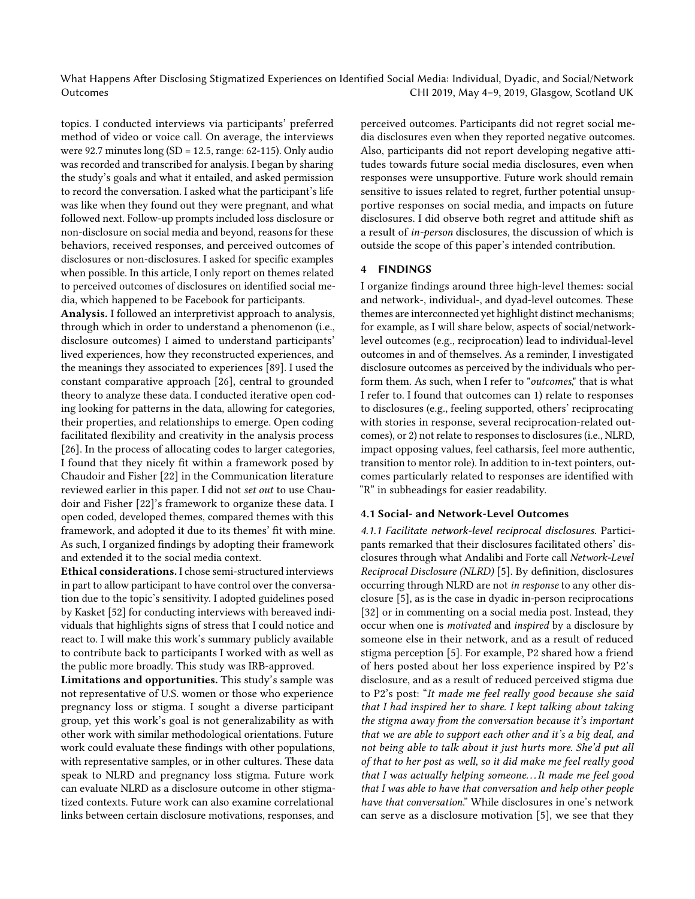topics. I conducted interviews via participants' preferred method of video or voice call. On average, the interviews were 92.7 minutes long (SD = 12.5, range: 62-115). Only audio was recorded and transcribed for analysis. I began by sharing the study's goals and what it entailed, and asked permission to record the conversation. I asked what the participant's life was like when they found out they were pregnant, and what followed next. Follow-up prompts included loss disclosure or non-disclosure on social media and beyond, reasons for these behaviors, received responses, and perceived outcomes of disclosures or non-disclosures. I asked for specific examples when possible. In this article, I only report on themes related to perceived outcomes of disclosures on identified social media, which happened to be Facebook for participants.

**Analysis.** I followed an interpretivist approach to analysis, through which in order to understand a phenomenon (i.e., disclosure outcomes) I aimed to understand participants' lived experiences, how they reconstructed experiences, and the meanings they associated to experiences [89]. I used the constant comparative approach [26], central to grounded theory to analyze these data. I conducted iterative open coding looking for patterns in the data, allowing for categories, their properties, and relationships to emerge. Open coding facilitated flexibility and creativity in the analysis process [26]. In the process of allocating codes to larger categories, I found that they nicely fit within a framework posed by Chaudoir and Fisher [22] in the Communication literature reviewed earlier in this paper. I did not *set out* to use Chaudoir and Fisher [22]'s framework to organize these data. I open coded, developed themes, compared themes with this framework, and adopted it due to its themes' fit with mine. As such, I organized findings by adopting their framework and extended it to the social media context.

**Ethical considerations.** I chose semi-structured interviews in part to allow participant to have control over the conversation due to the topic's sensitivity. I adopted guidelines posed by Kasket [52] for conducting interviews with bereaved individuals that highlights signs of stress that I could notice and react to. I will make this work's summary publicly available to contribute back to participants I worked with as well as the public more broadly. This study was IRB-approved.

**Limitations and opportunities.** This study's sample was not representative of U.S. women or those who experience pregnancy loss or stigma. I sought a diverse participant group, yet this work's goal is not generalizability as with other work with similar methodological orientations. Future work could evaluate these findings with other populations, with representative samples, or in other cultures. These data speak to NLRD and pregnancy loss stigma. Future work can evaluate NLRD as a disclosure outcome in other stigmatized contexts. Future work can also examine correlational links between certain disclosure motivations, responses, and perceived outcomes. Participants did not regret social media disclosures even when they reported negative outcomes. Also, participants did not report developing negative attitudes towards future social media disclosures, even when responses were unsupportive. Future work should remain sensitive to issues related to regret, further potential unsupportive responses on social media, and impacts on future disclosures. I did observe both regret and attitude shift as a result of *in-person* disclosures, the discussion of which is outside the scope of this paper's intended contribution.

## 4 FINDINGS

I organize findings around three high-level themes: social and network-, individual-, and dyad-level outcomes. These themes are interconnected yet highlight distinct mechanisms; for example, as I will share below, aspects of social/network-level outcomes (e.g., reciprocation) lead to individual-level outcomes in and of themselves. As a reminder, I investigated disclosure outcomes as perceived by the individuals who perform them. As such, when I refer to "*outcomes*," that is what I refer to. I found that outcomes can 1) relate to responses to disclosures (e.g., feeling supported, others' reciprocating with stories in response, several reciprocation-related outcomes), or 2) not relate to responses to disclosures (i.e., NLRD, impact opposing values, feel catharsis, feel more authentic, transition to mentor role). In addition to in-text pointers, outcomes particularly related to responses are identified with "R" in subheadings for easier readability.

### 4.1 Social- and Network-Level Outcomes

*4.1.1 Facilitate network-level reciprocal disclosures.* Participants remarked that their disclosures facilitated others' disclosures through what Andalibi and Forte call *Network-Level Reciprocal Disclosure (NLRD)* [5]. By definition, disclosures occurring through NLRD are not *in response* to any other disclosure [5], as is the case in dyadic in-person reciprocations [32] or in commenting on a social media post. Instead, they occur when one is *motivated* and *inspired* by a disclosure by someone else in their network, and as a result of reduced stigma perception [5]. For example, P2 shared how a friend of hers posted about her loss experience inspired by P2's disclosure, and as a result of reduced perceived stigma due to P2's post: "*It made me feel really good because she said that I had inspired her to share. I kept talking about taking the stigma away from the conversation because it's important that we are able to support each other and it's a big deal, and not being able to talk about it just hurts more. She'd put all of that to her post as well, so it did make me feel really good that I was actually helping someone...It made me feel good that I was able to have that conversation and help other people have that conversation.*" While disclosures in one's network can serve as a disclosure motivation [5], we see that they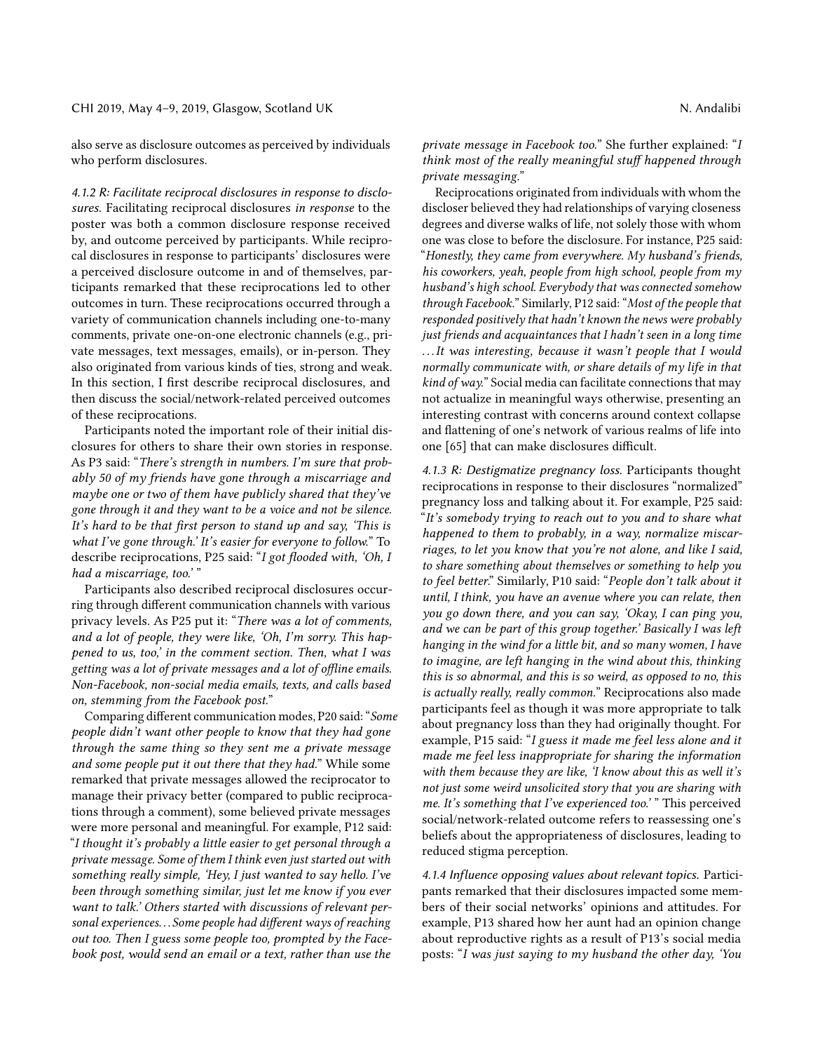also serve as disclosure outcomes as perceived by individuals who perform disclosures.

*4.1.2 R: Facilitate reciprocal disclosures in response to disclosures.* Facilitating reciprocal disclosures *in response* to the poster was both a common disclosure response received by, and outcome perceived by participants. While reciprocal disclosures in response to participants' disclosures were a perceived disclosure outcome in and of themselves, participants remarked that these reciprocations led to other outcomes in turn. These reciprocations occurred through a variety of communication channels including one-to-many comments, private one-on-one electronic channels (e.g., private messages, text messages, emails), or in-person. They also originated from various kinds of ties, strong and weak. In this section, I first describe reciprocal disclosures, and then discuss the social/network-related perceived outcomes of these reciprocations.

Participants noted the important role of their initial disclosures for others to share their own stories in response. As P3 said: "*There's strength in numbers. I'm sure that probably 50 of my friends have gone through a miscarriage and maybe one or two of them have publicly shared that they've gone through it and they want to be a voice and not be silence. It's hard to be that first person to stand up and say, 'This is what I've gone through.' It's easier for everyone to follow.*" To describe reciprocations, P25 said: "*I got flooded with, 'Oh, I had a miscarriage, too.'*"

Participants also described reciprocal disclosures occurring through different communication channels with various privacy levels. As P25 put it: "*There was a lot of comments, and a lot of people, they were like, 'Oh, I'm sorry. This happened to us, too,' in the comment section. Then, what I was getting was a lot of private messages and a lot of offline emails. Non-Facebook, non-social media emails, texts, and calls based on, stemming from the Facebook post.*"

Comparing different communication modes, P20 said: "*Some people didn't want other people to know that they had gone through the same thing so they sent me a private message and some people put it out there that they had.*" While some remarked that private messages allowed the reciprocator to manage their privacy better (compared to public reciprocations through a comment), some believed private messages were more personal and meaningful. For example, P12 said: "*I thought it's probably a little easier to get personal through a private message. Some of them I think even just started out with something really simple, 'Hey, I just wanted to say hello. I've been through something similar, just let me know if you ever want to talk.' Others started with discussions of relevant personal experiences... Some people had different ways of reaching out too. Then I guess some people too, prompted by the Facebook post, would send an email or a text, rather than use the private message in Facebook too.*" She further explained: "*I think most of the really meaningful stuff happened through private messaging.*"

Reciprocations originated from individuals with whom the discloser believed they had relationships of varying closeness degrees and diverse walks of life, not solely those with whom one was close to before the disclosure. For instance, P25 said: "*Honestly, they came from everywhere. My husband's friends, his coworkers, yeah, people from high school, people from my husband's high school. Everybody that was connected somehow through Facebook.*" Similarly, P12 said: "*Most of the people that responded positively that hadn't known the news were probably just friends and acquaintances that I hadn't seen in a long time ... It was interesting, because it wasn't people that I would normally communicate with, or share details of my life in that kind of way.*" Social media can facilitate connections that may not actualize in meaningful ways otherwise, presenting an interesting contrast with concerns around context collapse and flattening of one's network of various realms of life into one [65] that can make disclosures difficult.

*4.1.3 R: Destigmatize pregnancy loss.* Participants thought reciprocations in response to their disclosures "normalized" pregnancy loss and talking about it. For example, P25 said: "*It's somebody trying to reach out to you and to share what happened to them to probably, in a way, normalize miscarriages, to let you know that you're not alone, and like I said, to share something about themselves or something to help you to feel better.*" Similarly, P10 said: "*People don't talk about it until, I think, you have an avenue where you can relate, then you go down there, and you can say, 'Okay, I can ping you, and we can be part of this group together.' Basically I was left hanging in the wind for a little bit, and so many women, I have to imagine, are left hanging in the wind about this, thinking this is so abnormal, and this is so weird, as opposed to no, this is actually really, really common.*" Reciprocations also made participants feel as though it was more appropriate to talk about pregnancy loss than they had originally thought. For example, P15 said: "*I guess it made me feel less alone and it made me feel less inappropriate for sharing the information with them because they are like, 'I know about this as well it's not just some weird unsolicited story that you are sharing with me. It's something that I've experienced too.'*" This perceived social/network-related outcome refers to reassessing one's beliefs about the appropriateness of disclosures, leading to reduced stigma perception.

*4.1.4 Influence opposing values about relevant topics.* Participants remarked that their disclosures impacted some members of their social networks' opinions and attitudes. For example, P13 shared how her aunt had an opinion change about reproductive rights as a result of P13's social media posts: "*I was just saying to my husband the other day, 'You*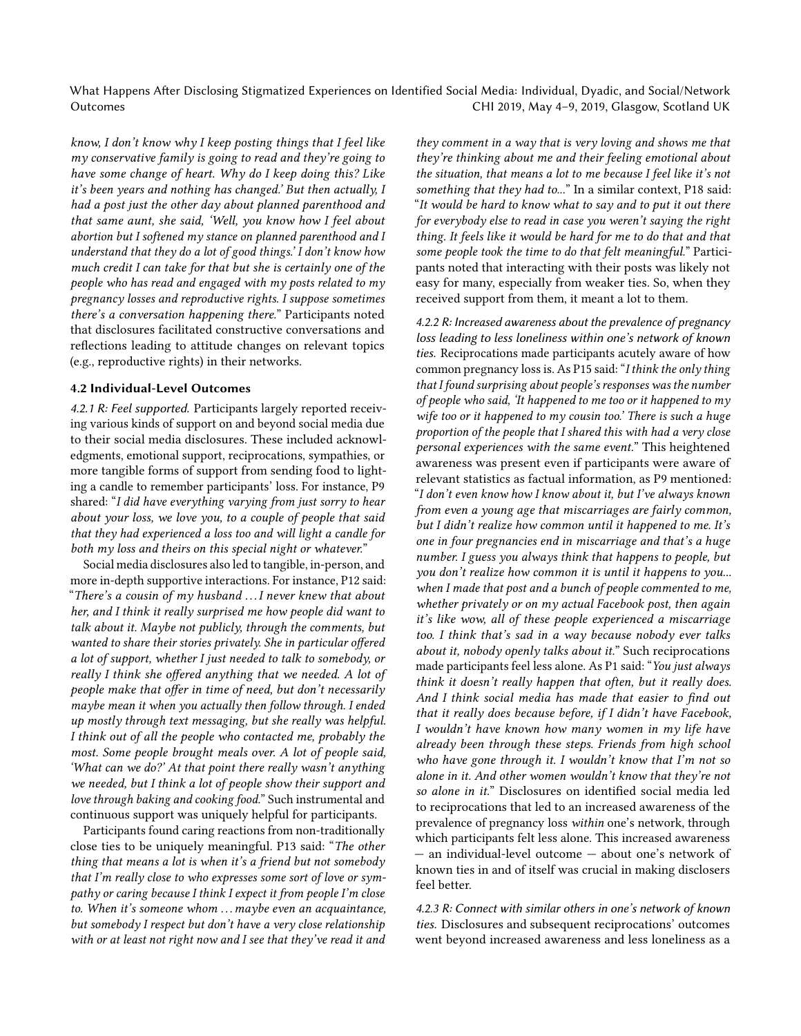*know, I don't know why I keep posting things that I feel like my conservative family is going to read and they're going to have some change of heart. Why do I keep doing this? Like it's been years and nothing has changed.' But then actually, I had a post just the other day about planned parenthood and that same aunt, she said, 'Well, you know how I feel about abortion but I softened my stance on planned parenthood and I understand that they do a lot of good things.' I don't know how much credit I can take for that but she is certainly one of the people who has read and engaged with my posts related to my pregnancy losses and reproductive rights. I suppose sometimes there's a conversation happening there.*" Participants noted that disclosures facilitated constructive conversations and reflections leading to attitude changes on relevant topics (e.g., reproductive rights) in their networks.

### 4.2 Individual-Level Outcomes

*4.2.1 R: Feel supported.* Participants largely reported receiving various kinds of support on and beyond social media due to their social media disclosures. These included acknowledgments, emotional support, reciprocations, sympathies, or more tangible forms of support from sending food to lighting a candle to remember participants' loss. For instance, P9 shared: "*I did have everything varying from just sorry to hear about your loss, we love you, to a couple of people that said that they had experienced a loss too and will light a candle for both my loss and theirs on this special night or whatever.*"

Social media disclosures also led to tangible, in-person, and more in-depth supportive interactions. For instance, P12 said: "*There's a cousin of my husband ... I never knew that about her, and I think it really surprised me how people did want to talk about it. Maybe not publicly, through the comments, but wanted to share their stories privately. She in particular offered a lot of support, whether I just needed to talk to somebody, or really I think she offered anything that we needed. A lot of people make that offer in time of need, but don't necessarily maybe mean it when you actually then follow through. I ended up mostly through text messaging, but she really was helpful. I think out of all the people who contacted me, probably the most. Some people brought meals over. A lot of people said, 'What can we do?' At that point there really wasn't anything we needed, but I think a lot of people show their support and love through baking and cooking food.*" Such instrumental and continuous support was uniquely helpful for participants.

Participants found caring reactions from non-traditionally close ties to be uniquely meaningful. P13 said: "*The other thing that means a lot is when it's a friend but not somebody that I'm really close to who expresses some sort of love or sympathy or caring because I think I expect it from people I'm close to. When it's someone whom ... maybe even an acquaintance, but somebody I respect but don't have a very close relationship with or at least not right now and I see that they've read it and they comment in a way that is very loving and shows me that they're thinking about me and their feeling emotional about the situation, that means a lot to me because I feel like it's not something that they had to...*" In a similar context, P18 said: "*It would be hard to know what to say and to put it out there for everybody else to read in case you weren't saying the right thing. It feels like it would be hard for me to do that and that some people took the time to do that felt meaningful.*" Participants noted that interacting with their posts was likely not easy for many, especially from weaker ties. So, when they received support from them, it meant a lot to them.

*4.2.2 R: Increased awareness about the prevalence of pregnancy loss leading to less loneliness within one's network of known ties.* Reciprocations made participants acutely aware of how common pregnancy loss is. As P15 said: "*I think the only thing that I found surprising about people's responses was the number of people who said, 'It happened to me too or it happened to my wife too or it happened to my cousin too.' There is such a huge proportion of the people that I shared this with had a very close personal experiences with the same event.*" This heightened awareness was present even if participants were aware of relevant statistics as factual information, as P9 mentioned: "*I don't even know how I know about it, but I've always known from even a young age that miscarriages are fairly common, but I didn't realize how common until it happened to me. It's one in four pregnancies end in miscarriage and that's a huge number. I guess you always think that happens to people, but you don't realize how common it is until it happens to you... when I made that post and a bunch of people commented to me, whether privately or on my actual Facebook post, then again it's like wow, all of these people experienced a miscarriage too. I think that's sad in a way because nobody ever talks about it, nobody openly talks about it.*" Such reciprocations made participants feel less alone. As P1 said: "*You just always think it doesn't really happen that often, but it really does. And I think social media has made that easier to find out that it really does because before, if I didn't have Facebook, I wouldn't have known how many women in my life have already been through these steps. Friends from high school who have gone through it. I wouldn't know that I'm not so alone in it. And other women wouldn't know that they're not so alone in it.*" Disclosures on identified social media led to reciprocations that led to an increased awareness of the prevalence of pregnancy loss *within* one's network, through which participants felt less alone. This increased awareness — an individual-level outcome — about one's network of known ties in and of itself was crucial in making disclosers feel better.

*4.2.3 R: Connect with similar others in one's network of known ties.* Disclosures and subsequent reciprocations' outcomes went beyond increased awareness and less loneliness as a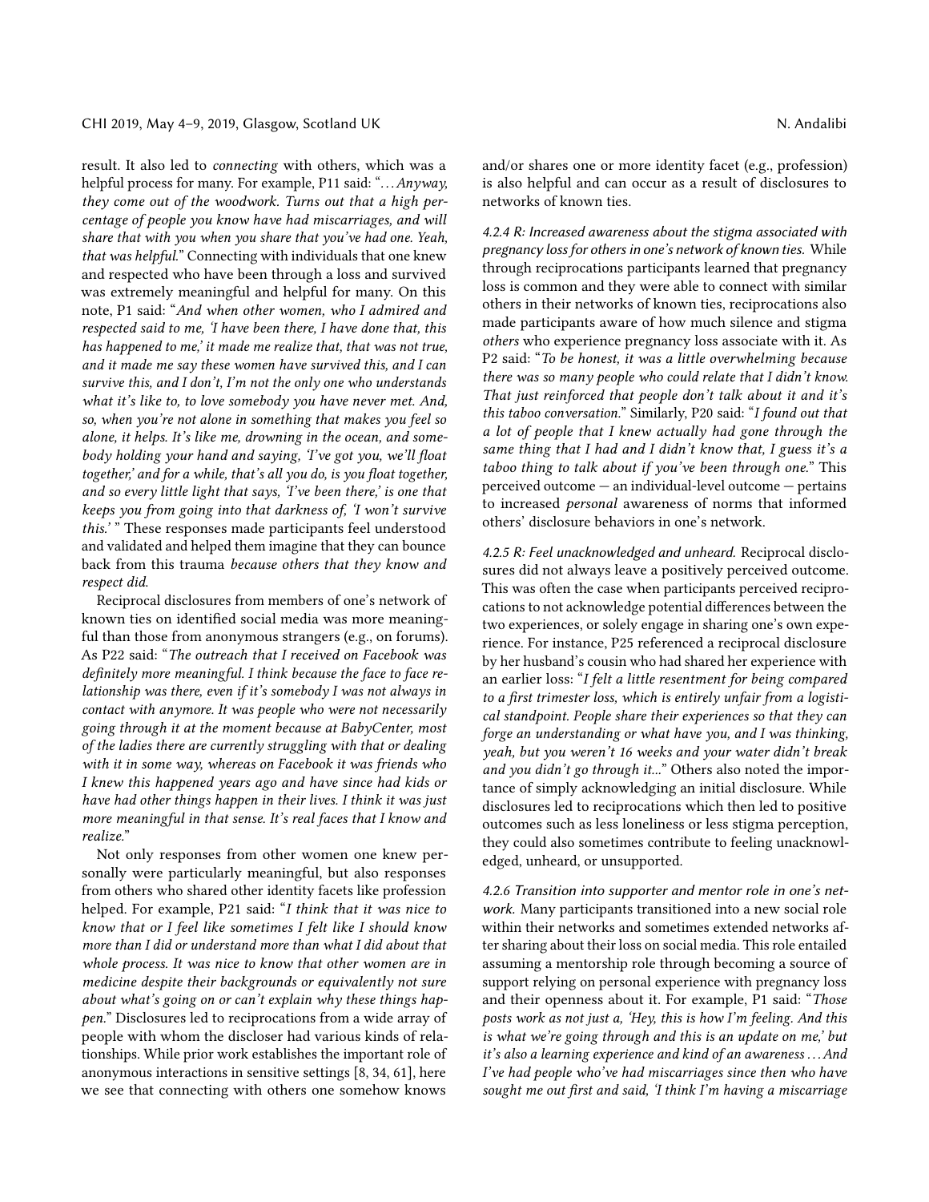result. It also led to *connecting* with others, which was a helpful process for many. For example, P11 said: "*…Anyway, they come out of the woodwork. Turns out that a high percentage of people you know have had miscarriages, and will share that with you when you share that you've had one. Yeah, that was helpful.*" Connecting with individuals that one knew and respected who have been through a loss and survived was extremely meaningful and helpful for many. On this note, P1 said: "*And when other women, who I admired and respected said to me, 'I have been there, I have done that, this has happened to me,' it made me realize that, that was not true, and it made me say these women have survived this, and I can survive this, and I don't, I'm not the only one who understands what it's like to, to love somebody you have never met. And, so, when you're not alone in something that makes you feel so alone, it helps. It's like me, drowning in the ocean, and somebody holding your hand and saying, 'I've got you, we'll float together,' and for a while, that's all you do, is you float together, and so every little light that says, 'I've been there,' is one that keeps you from going into that darkness of, 'I won't survive this.'* " These responses made participants feel understood and validated and helped them imagine that they can bounce back from this trauma *because others that they know and respect did.*

Reciprocal disclosures from members of one's network of known ties on identified social media was more meaningful than those from anonymous strangers (e.g., on forums). As P22 said: "*The outreach that I received on Facebook was definitely more meaningful. I think because the face to face relationship was there, even if it's somebody I was not always in contact with anymore. It was people who were not necessarily going through it at the moment because at BabyCenter, most of the ladies there are currently struggling with that or dealing with it in some way, whereas on Facebook it was friends who I knew this happened years ago and have since had kids or have had other things happen in their lives. I think it was just more meaningful in that sense. It's real faces that I know and realize.*"

Not only responses from other women one knew personally were particularly meaningful, but also responses from others who shared other identity facets like profession helped. For example, P21 said: "*I think that it was nice to know that or I feel like sometimes I felt like I should know more than I did or understand more than what I did about that whole process. It was nice to know that other women are in medicine despite their backgrounds or equivalently not sure about what's going on or can't explain why these things happen.*" Disclosures led to reciprocations from a wide array of people with whom the discloser had various kinds of relationships. While prior work establishes the important role of anonymous interactions in sensitive settings [8, 34, 61], here we see that connecting with others one somehow knows and/or shares one or more identity facet (e.g., profession) is also helpful and can occur as a result of disclosures to networks of known ties.

*4.2.4 R: Increased awareness about the stigma associated with pregnancy loss for others in one's network of known ties.* While through reciprocations participants learned that pregnancy loss is common and they were able to connect with similar others in their networks of known ties, reciprocations also made participants aware of how much silence and stigma *others* who experience pregnancy loss associate with it. As P2 said: "*To be honest, it was a little overwhelming because there was so many people who could relate that I didn't know. That just reinforced that people don't talk about it and it's this taboo conversation.*" Similarly, P20 said: "*I found out that a lot of people that I knew actually had gone through the same thing that I had and I didn't know that, I guess it's a taboo thing to talk about if you've been through one.*" This perceived outcome — an individual-level outcome — pertains to increased *personal* awareness of norms that informed others' disclosure behaviors in one's network.

*4.2.5 R: Feel unacknowledged and unheard.* Reciprocal disclosures did not always leave a positively perceived outcome. This was often the case when participants perceived reciprocations to not acknowledge potential differences between the two experiences, or solely engage in sharing one's own experience. For instance, P25 referenced a reciprocal disclosure by her husband's cousin who had shared her experience with an earlier loss: "*I felt a little resentment for being compared to a first trimester loss, which is entirely unfair from a logistical standpoint. People share their experiences so that they can forge an understanding or what have you, and I was thinking, yeah, but you weren't 16 weeks and your water didn't break and you didn't go through it...*" Others also noted the importance of simply acknowledging an initial disclosure. While disclosures led to reciprocations which then led to positive outcomes such as less loneliness or less stigma perception, they could also sometimes contribute to feeling unacknowledged, unheard, or unsupported.

*4.2.6 Transition into supporter and mentor role in one's network.* Many participants transitioned into a new social role within their networks and sometimes extended networks after sharing about their loss on social media. This role entailed assuming a mentorship role through becoming a source of support relying on personal experience with pregnancy loss and their openness about it. For example, P1 said: "*Those posts work as not just a, 'Hey, this is how I'm feeling. And this is what we're going through and this is an update on me,' but it's also a learning experience and kind of an awareness … And I've had people who've had miscarriages since then who have sought me out first and said, 'I think I'm having a miscarriage*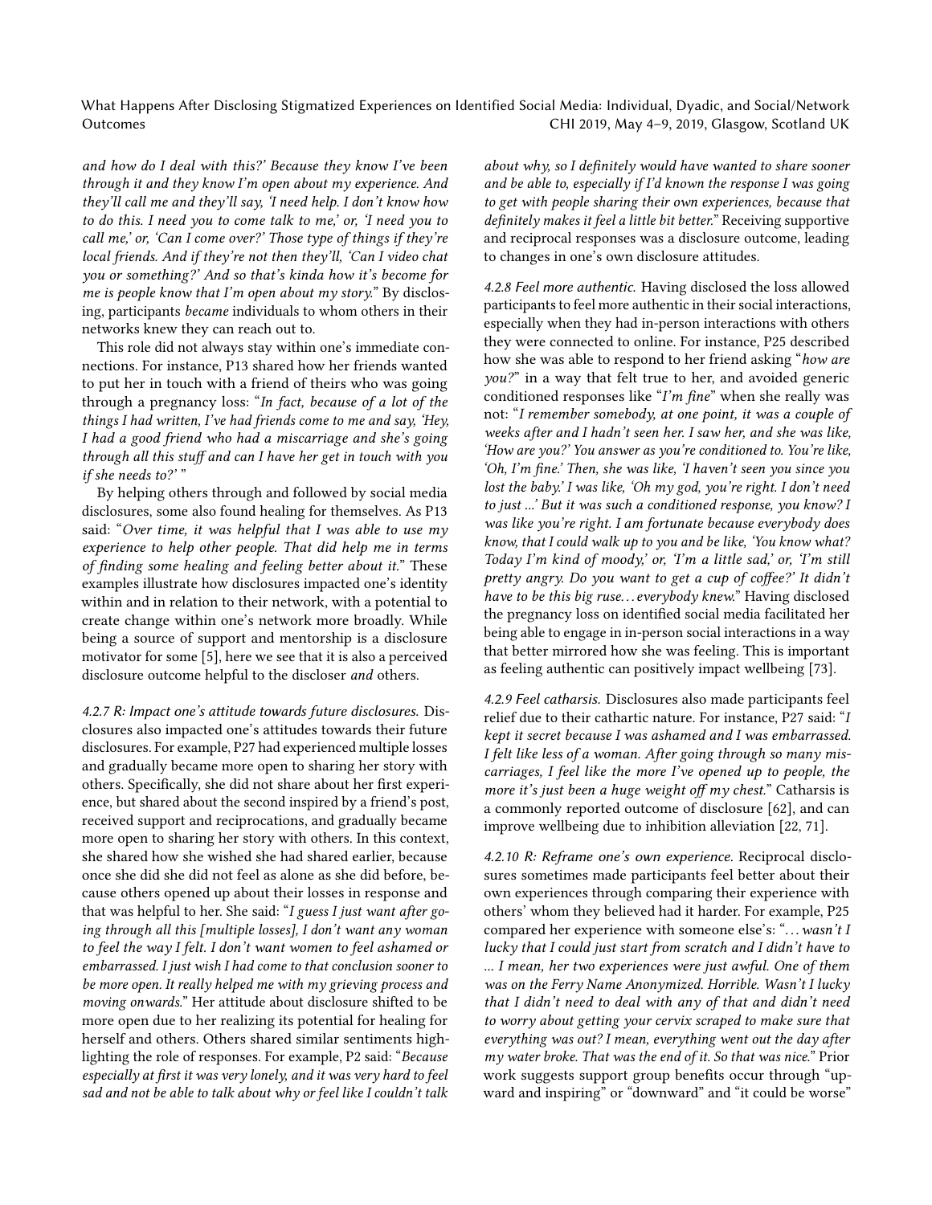*and how do I deal with this?' Because they know I've been through it and they know I'm open about my experience. And they'll call me and they'll say, 'I need help. I don't know how to do this. I need you to come talk to me,' or, 'I need you to call me,' or, 'Can I come over?' Those type of things if they're local friends. And if they're not then they'll, 'Can I video chat you or something?' And so that's kinda how it's become for me is people know that I'm open about my story.*" By disclosing, participants *became* individuals to whom others in their networks knew they can reach out to.

This role did not always stay within one's immediate connections. For instance, P13 shared how her friends wanted to put her in touch with a friend of theirs who was going through a pregnancy loss: "*In fact, because of a lot of the things I had written, I've had friends come to me and say, 'Hey, I had a good friend who had a miscarriage and she's going through all this stuff and can I have her get in touch with you if she needs to?'* "

By helping others through and followed by social media disclosures, some also found healing for themselves. As P13 said: "*Over time, it was helpful that I was able to use my experience to help other people. That did help me in terms of finding some healing and feeling better about it.*" These examples illustrate how disclosures impacted one's identity within and in relation to their network, with a potential to create change within one's network more broadly. While being a source of support and mentorship is a disclosure motivator for some [5], here we see that it is also a perceived disclosure outcome helpful to the discloser *and* others.

*4.2.7 R: Impact one's attitude towards future disclosures.* Disclosures also impacted one's attitudes towards their future disclosures. For example, P27 had experienced multiple losses and gradually became more open to sharing her story with others. Specifically, she did not share about her first experience, but shared about the second inspired by a friend's post, received support and reciprocations, and gradually became more open to sharing her story with others. In this context, she shared how she wished she had shared earlier, because once she did she did not feel as alone as she did before, because others opened up about their losses in response and that was helpful to her. She said: "*I guess I just want after going through all this [multiple losses], I don't want any woman to feel the way I felt. I don't want women to feel ashamed or embarrassed. I just wish I had come to that conclusion sooner to be more open. It really helped me with my grieving process and moving onwards.*" Her attitude about disclosure shifted to be more open due to her realizing its potential for healing for herself and others. Others shared similar sentiments highlighting the role of responses. For example, P2 said: "*Because especially at first it was very lonely, and it was very hard to feel sad and not be able to talk about why or feel like I couldn't talk about why, so I definitely would have wanted to share sooner and be able to, especially if I'd known the response I was going to get with people sharing their own experiences, because that definitely makes it feel a little bit better.*" Receiving supportive and reciprocal responses was a disclosure outcome, leading to changes in one's own disclosure attitudes.

*4.2.8 Feel more authentic.* Having disclosed the loss allowed participants to feel more authentic in their social interactions, especially when they had in-person interactions with others they were connected to online. For instance, P25 described how she was able to respond to her friend asking "*how are you?*" in a way that felt true to her, and avoided generic conditioned responses like "*I'm fine*" when she really was not: "*I remember somebody, at one point, it was a couple of weeks after and I hadn't seen her. I saw her, and she was like, 'How are you?' You answer as you're conditioned to. You're like, 'Oh, I'm fine.' Then, she was like, 'I haven't seen you since you lost the baby.' I was like, 'Oh my god, you're right. I don't need to just ...' But it was such a conditioned response, you know? I was like you're right. I am fortunate because everybody does know, that I could walk up to you and be like, 'You know what? Today I'm kind of moody,' or, 'I'm a little sad,' or, 'I'm still pretty angry. Do you want to get a cup of coffee?' It didn't have to be this big ruse...everybody knew.*" Having disclosed the pregnancy loss on identified social media facilitated her being able to engage in in-person social interactions in a way that better mirrored how she was feeling. This is important as feeling authentic can positively impact wellbeing [73].

*4.2.9 Feel catharsis.* Disclosures also made participants feel relief due to their cathartic nature. For instance, P27 said: "*I kept it secret because I was ashamed and I was embarrassed. I felt like less of a woman. After going through so many miscarriages, I feel like the more I've opened up to people, the more it's just been a huge weight off my chest.*" Catharsis is a commonly reported outcome of disclosure [62], and can improve wellbeing due to inhibition alleviation [22, 71].

*4.2.10 R: Reframe one's own experience.* Reciprocal disclosures sometimes made participants feel better about their own experiences through comparing their experience with others' whom they believed had it harder. For example, P25 compared her experience with someone else's: "*... wasn't I lucky that I could just start from scratch and I didn't have to ... I mean, her two experiences were just awful. One of them was on the Ferry Name Anonymized. Horrible. Wasn't I lucky that I didn't need to deal with any of that and didn't need to worry about getting your cervix scraped to make sure that everything was out? I mean, everything went out the day after my water broke. That was the end of it. So that was nice.*" Prior work suggests support group benefits occur through "upward and inspiring" or "downward" and "it could be worse"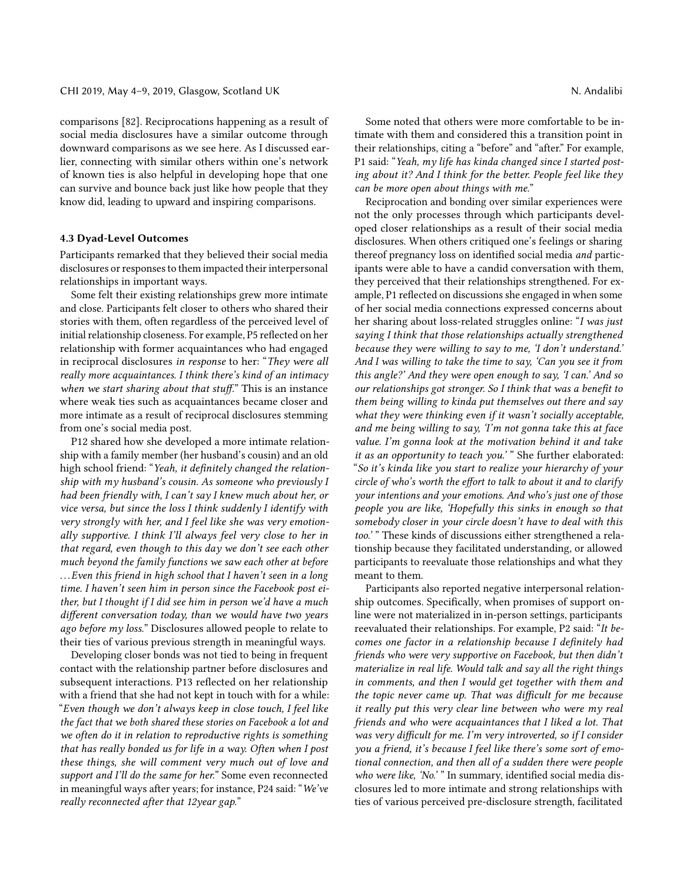comparisons [82]. Reciprocations happening as a result of social media disclosures have a similar outcome through downward comparisons as we see here. As I discussed earlier, connecting with similar others within one's network of known ties is also helpful in developing hope that one can survive and bounce back just like how people that they know did, leading to upward and inspiring comparisons.

### 4.3 Dyad-Level Outcomes

Participants remarked that they believed their social media disclosures or responses to them impacted their interpersonal relationships in important ways.

Some felt their existing relationships grew more intimate and close. Participants felt closer to others who shared their stories with them, often regardless of the perceived level of initial relationship closeness. For example, P5 reflected on her relationship with former acquaintances who had engaged in reciprocal disclosures *in response* to her: "*They were all really more acquaintances. I think there's kind of an intimacy when we start sharing about that stuff.*" This is an instance where weak ties such as acquaintances became closer and more intimate as a result of reciprocal disclosures stemming from one's social media post.

P12 shared how she developed a more intimate relationship with a family member (her husband's cousin) and an old high school friend: "*Yeah, it definitely changed the relationship with my husband's cousin. As someone who previously I had been friendly with, I can't say I knew much about her, or vice versa, but since the loss I think suddenly I identify with very strongly with her, and I feel like she was very emotionally supportive. I think I'll always feel very close to her in that regard, even though to this day we don't see each other much beyond the family functions we saw each other at before …Even this friend in high school that I haven't seen in a long time. I haven't seen him in person since the Facebook post either, but I thought if I did see him in person we'd have a much different conversation today, than we would have two years ago before my loss.*" Disclosures allowed people to relate to their ties of various previous strength in meaningful ways.

Developing closer bonds was not tied to being in frequent contact with the relationship partner before disclosures and subsequent interactions. P13 reflected on her relationship with a friend that she had not kept in touch with for a while: "*Even though we don't always keep in close touch, I feel like the fact that we both shared these stories on Facebook a lot and we often do it in relation to reproductive rights is something that has really bonded us for life in a way. Often when I post these things, she will comment very much out of love and support and I'll do the same for her.*" Some even reconnected in meaningful ways after years; for instance, P24 said: "*We've really reconnected after that 12year gap.*"

Some noted that others were more comfortable to be intimate with them and considered this a transition point in their relationships, citing a "before" and "after." For example, P1 said: "*Yeah, my life has kinda changed since I started posting about it? And I think for the better. People feel like they can be more open about things with me.*"

Reciprocation and bonding over similar experiences were not the only processes through which participants developed closer relationships as a result of their social media disclosures. When others critiqued one's feelings or sharing thereof pregnancy loss on identified social media *and* participants were able to have a candid conversation with them, they perceived that their relationships strengthened. For example, P1 reflected on discussions she engaged in when some of her social media connections expressed concerns about her sharing about loss-related struggles online: "*I was just saying I think that those relationships actually strengthened because they were willing to say to me, 'I don't understand.' And I was willing to take the time to say, 'Can you see it from this angle?' And they were open enough to say, 'I can.' And so our relationships got stronger. So I think that was a benefit to them being willing to kinda put themselves out there and say what they were thinking even if it wasn't socially acceptable, and me being willing to say, 'I'm not gonna take this at face value. I'm gonna look at the motivation behind it and take it as an opportunity to teach you.'* " She further elaborated: "*So it's kinda like you start to realize your hierarchy of your circle of who's worth the effort to talk to about it and to clarify your intentions and your emotions. And who's just one of those people you are like, 'Hopefully this sinks in enough so that somebody closer in your circle doesn't have to deal with this too.'* " These kinds of discussions either strengthened a relationship because they facilitated understanding, or allowed participants to reevaluate those relationships and what they meant to them.

Participants also reported negative interpersonal relationship outcomes. Specifically, when promises of support online were not materialized in in-person settings, participants reevaluated their relationships. For example, P2 said: "*It becomes one factor in a relationship because I definitely had friends who were very supportive on Facebook, but then didn't materialize in real life. Would talk and say all the right things in comments, and then I would get together with them and the topic never came up. That was difficult for me because it really put this very clear line between who were my real friends and who were acquaintances that I liked a lot. That was very difficult for me. I'm very introverted, so if I consider you a friend, it's because I feel like there's some sort of emotional connection, and then all of a sudden there were people who were like, 'No.'* " In summary, identified social media disclosures led to more intimate and strong relationships with ties of various perceived pre-disclosure strength, facilitated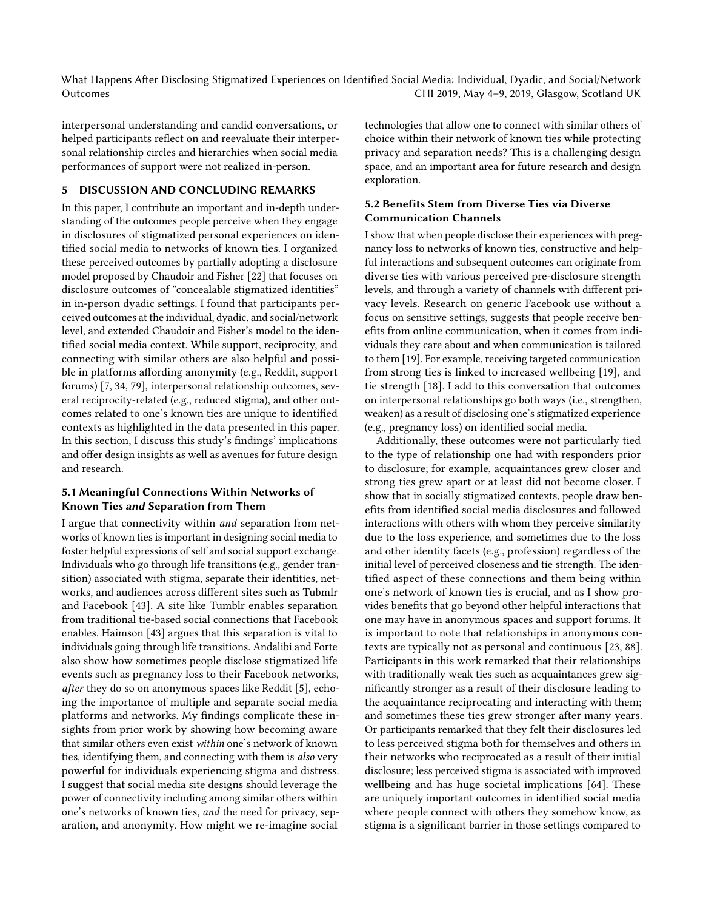interpersonal understanding and candid conversations, or helped participants reflect on and reevaluate their interpersonal relationship circles and hierarchies when social media performances of support were not realized in-person.

## 5 DISCUSSION AND CONCLUDING REMARKS

In this paper, I contribute an important and in-depth understanding of the outcomes people perceive when they engage in disclosures of stigmatized personal experiences on identified social media to networks of known ties. I organized these perceived outcomes by partially adopting a disclosure model proposed by Chaudoir and Fisher [22] that focuses on disclosure outcomes of "concealable stigmatized identities" in in-person dyadic settings. I found that participants perceived outcomes at the individual, dyadic, and social/network level, and extended Chaudoir and Fisher's model to the identified social media context. While support, reciprocity, and connecting with similar others are also helpful and possible in platforms affording anonymity (e.g., Reddit, support forums) [7, 34, 79], interpersonal relationship outcomes, several reciprocity-related (e.g., reduced stigma), and other outcomes related to one's known ties are unique to identified contexts as highlighted in the data presented in this paper. In this section, I discuss this study's findings' implications and offer design insights as well as avenues for future design and research.

### 5.1 Meaningful Connections Within Networks of Known Ties *and* Separation from Them

I argue that connectivity within *and* separation from networks of known ties is important in designing social media to foster helpful expressions of self and social support exchange. Individuals who go through life transitions (e.g., gender transition) associated with stigma, separate their identities, networks, and audiences across different sites such as Tubmlr and Facebook [43]. A site like Tumblr enables separation from traditional tie-based social connections that Facebook enables. Haimson [43] argues that this separation is vital to individuals going through life transitions. Andalibi and Forte also show how sometimes people disclose stigmatized life events such as pregnancy loss to their Facebook networks, *after* they do so on anonymous spaces like Reddit [5], echoing the importance of multiple and separate social media platforms and networks. My findings complicate these insights from prior work by showing how becoming aware that similar others even exist *within* one's network of known ties, identifying them, and connecting with them is *also* very powerful for individuals experiencing stigma and distress. I suggest that social media site designs should leverage the power of connectivity including among similar others within one's networks of known ties, *and* the need for privacy, separation, and anonymity. How might we re-imagine social technologies that allow one to connect with similar others of choice within their network of known ties while protecting privacy and separation needs? This is a challenging design space, and an important area for future research and design exploration.

### 5.2 Benefits Stem from Diverse Ties via Diverse Communication Channels

I show that when people disclose their experiences with pregnancy loss to networks of known ties, constructive and helpful interactions and subsequent outcomes can originate from diverse ties with various perceived pre-disclosure strength levels, and through a variety of channels with different privacy levels. Research on generic Facebook use without a focus on sensitive settings, suggests that people receive benefits from online communication, when it comes from individuals they care about and when communication is tailored to them [19]. For example, receiving targeted communication from strong ties is linked to increased wellbeing [19], and tie strength [18]. I add to this conversation that outcomes on interpersonal relationships go both ways (i.e., strengthen, weaken) as a result of disclosing one's stigmatized experience (e.g., pregnancy loss) on identified social media.

Additionally, these outcomes were not particularly tied to the type of relationship one had with responders prior to disclosure; for example, acquaintances grew closer and strong ties grew apart or at least did not become closer. I show that in socially stigmatized contexts, people draw benefits from identified social media disclosures and followed interactions with others with whom they perceive similarity due to the loss experience, and sometimes due to the loss and other identity facets (e.g., profession) regardless of the initial level of perceived closeness and tie strength. The identified aspect of these connections and them being within one's network of known ties is crucial, and as I show provides benefits that go beyond other helpful interactions that one may have in anonymous spaces and support forums. It is important to note that relationships in anonymous contexts are typically not as personal and continuous [23, 88]. Participants in this work remarked that their relationships with traditionally weak ties such as acquaintances grew significantly stronger as a result of their disclosure leading to the acquaintance reciprocating and interacting with them; and sometimes these ties grew stronger after many years. Or participants remarked that they felt their disclosures led to less perceived stigma both for themselves and others in their networks who reciprocated as a result of their initial disclosure; less perceived stigma is associated with improved wellbeing and has huge societal implications [64]. These are uniquely important outcomes in identified social media where people connect with others they somehow know, as stigma is a significant barrier in those settings compared to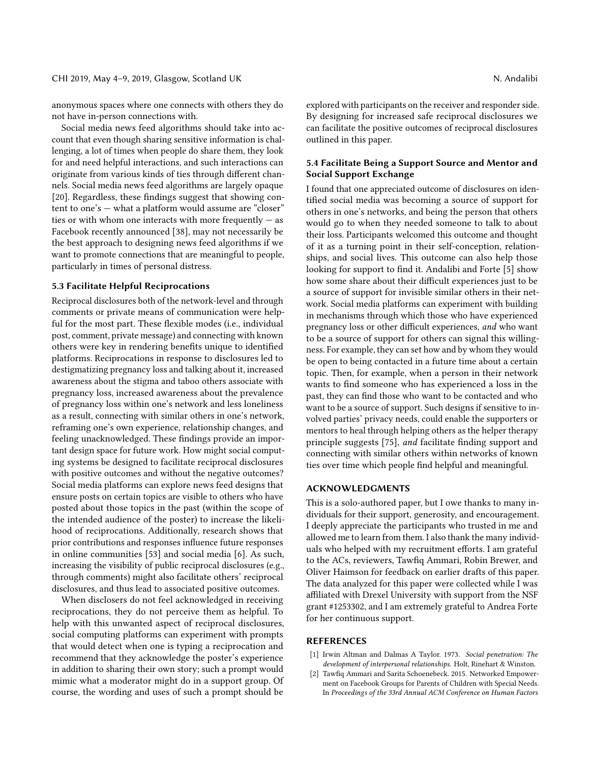anonymous spaces where one connects with others they do not have in-person connections with.

Social media news feed algorithms should take into account that even though sharing sensitive information is challenging, a lot of times when people do share them, they look for and need helpful interactions, and such interactions can originate from various kinds of ties through different channels. Social media news feed algorithms are largely opaque [20]. Regardless, these findings suggest that showing content to one's — what a platform would assume are "closer" ties or with whom one interacts with more frequently — as Facebook recently announced [38], may not necessarily be the best approach to designing news feed algorithms if we want to promote connections that are meaningful to people, particularly in times of personal distress.

### 5.3 Facilitate Helpful Reciprocations

Reciprocal disclosures both of the network-level and through comments or private means of communication were helpful for the most part. These flexible modes (i.e., individual post, comment, private message) and connecting with known others were key in rendering benefits unique to identified platforms. Reciprocations in response to disclosures led to destigmatizing pregnancy loss and talking about it, increased awareness about the stigma and taboo others associate with pregnancy loss, increased awareness about the prevalence of pregnancy loss within one's network and less loneliness as a result, connecting with similar others in one's network, reframing one's own experience, relationship changes, and feeling unacknowledged. These findings provide an important design space for future work. How might social computing systems be designed to facilitate reciprocal disclosures with positive outcomes and without the negative outcomes? Social media platforms can explore news feed designs that ensure posts on certain topics are visible to others who have posted about those topics in the past (within the scope of the intended audience of the poster) to increase the likelihood of reciprocations. Additionally, research shows that prior contributions and responses influence future responses in online communities [53] and social media [6]. As such, increasing the visibility of public reciprocal disclosures (e.g., through comments) might also facilitate others' reciprocal disclosures, and thus lead to associated positive outcomes.

When disclosers do not feel acknowledged in receiving reciprocations, they do not perceive them as helpful. To help with this unwanted aspect of reciprocal disclosures, social computing platforms can experiment with prompts that would detect when one is typing a reciprocation and recommend that they acknowledge the poster's experience in addition to sharing their own story; such a prompt would mimic what a moderator might do in a support group. Of course, the wording and uses of such a prompt should be explored with participants on the receiver and responder side. By designing for increased safe reciprocal disclosures we can facilitate the positive outcomes of reciprocal disclosures outlined in this paper.

### 5.4 Facilitate Being a Support Source and Mentor and Social Support Exchange

I found that one appreciated outcome of disclosures on identified social media was becoming a source of support for others in one's networks, and being the person that others would go to when they needed someone to talk to about their loss. Participants welcomed this outcome and thought of it as a turning point in their self-conception, relationships, and social lives. This outcome can also help those looking for support to find it. Andalibi and Forte [5] show how some share about their difficult experiences just to be a source of support for invisible similar others in their network. Social media platforms can experiment with building in mechanisms through which those who have experienced pregnancy loss or other difficult experiences, *and* who want to be a source of support for others can signal this willingness. For example, they can set how and by whom they would be open to being contacted in a future time about a certain topic. Then, for example, when a person in their network wants to find someone who has experienced a loss in the past, they can find those who want to be contacted and who want to be a source of support. Such designs if sensitive to involved parties' privacy needs, could enable the supporters or mentors to heal through helping others as the helper therapy principle suggests [75], *and* facilitate finding support and connecting with similar others within networks of known ties over time which people find helpful and meaningful.

## ACKNOWLEDGMENTS

This is a solo-authored paper, but I owe thanks to many individuals for their support, generosity, and encouragement. I deeply appreciate the participants who trusted in me and allowed me to learn from them. I also thank the many individuals who helped with my recruitment efforts. I am grateful to the ACs, reviewers, Tawfiq Ammari, Robin Brewer, and Oliver Haimson for feedback on earlier drafts of this paper. The data analyzed for this paper were collected while I was affiliated with Drexel University with support from the NSF grant #1253302, and I am extremely grateful to Andrea Forte for her continuous support.

## REFERENCES

[1] Irwin Altman and Dalmas A Taylor. 1973. *Social penetration: The development of interpersonal relationships.* Holt, Rinehart & Winston.

[2] Tawfiq Ammari and Sarita Schoenebeck. 2015. Networked Empowerment on Facebook Groups for Parents of Children with Special Needs. In *Proceedings of the 33rd Annual ACM Conference on Human Factors*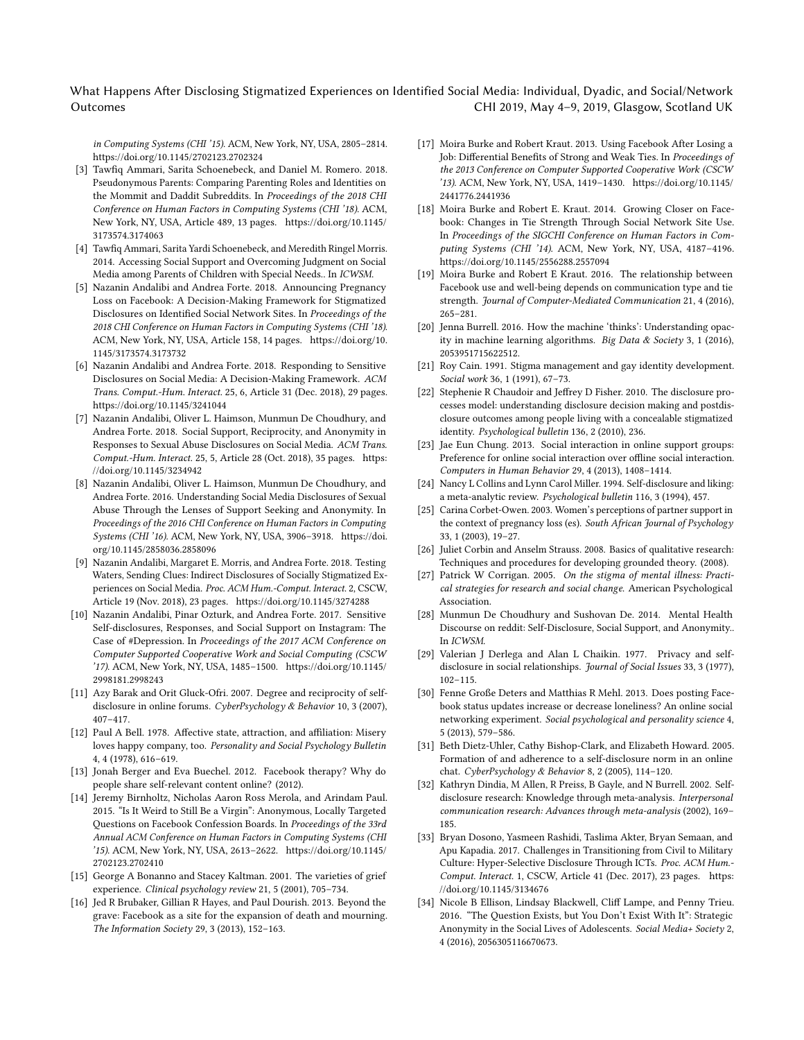in Computing Systems (CHI '15). ACM, New York, NY, USA, 2805–2814. https://doi.org/10.1145/2702123.2702324

[3] Tawfiq Ammari, Sarita Schoenebeck, and Daniel M. Romero. 2018. Pseudonymous Parents: Comparing Parenting Roles and Identities on the Mommit and Daddit Subreddits. In *Proceedings of the 2018 CHI Conference on Human Factors in Computing Systems (CHI '18)*. ACM, New York, NY, USA, Article 489, 13 pages. https://doi.org/10.1145/3173574.3174063

[4] Tawfiq Ammari, Sarita Yardi Schoenebeck, and Meredith Ringel Morris. 2014. Accessing Social Support and Overcoming Judgment on Social Media among Parents of Children with Special Needs.. In *ICWSM*.

[5] Nazanin Andalibi and Andrea Forte. 2018. Announcing Pregnancy Loss on Facebook: A Decision-Making Framework for Stigmatized Disclosures on Identified Social Network Sites. In *Proceedings of the 2018 CHI Conference on Human Factors in Computing Systems (CHI '18)*. ACM, New York, NY, USA, Article 158, 14 pages. https://doi.org/10.1145/3173574.3173732

[6] Nazanin Andalibi and Andrea Forte. 2018. Responding to Sensitive Disclosures on Social Media: A Decision-Making Framework. *ACM Trans. Comput.-Hum. Interact.* 25, 6, Article 31 (Dec. 2018), 29 pages. https://doi.org/10.1145/3241044

[7] Nazanin Andalibi, Oliver L. Haimson, Munmun De Choudhury, and Andrea Forte. 2018. Social Support, Reciprocity, and Anonymity in Responses to Sexual Abuse Disclosures on Social Media. *ACM Trans. Comput.-Hum. Interact.* 25, 5, Article 28 (Oct. 2018), 35 pages. https://doi.org/10.1145/3234942

[8] Nazanin Andalibi, Oliver L. Haimson, Munmun De Choudhury, and Andrea Forte. 2016. Understanding Social Media Disclosures of Sexual Abuse Through the Lenses of Support Seeking and Anonymity. In *Proceedings of the 2016 CHI Conference on Human Factors in Computing Systems (CHI '16)*. ACM, New York, NY, USA, 3906–3918. https://doi.org/10.1145/2858036.2858096

[9] Nazanin Andalibi, Margaret E. Morris, and Andrea Forte. 2018. Testing Waters, Sending Clues: Indirect Disclosures of Socially Stigmatized Experiences on Social Media. *Proc. ACM Hum.-Comput. Interact.* 2, CSCW, Article 19 (Nov. 2018), 23 pages. https://doi.org/10.1145/3274288

[10] Nazanin Andalibi, Pinar Ozturk, and Andrea Forte. 2017. Sensitive Self-disclosures, Responses, and Social Support on Instagram: The Case of #Depression. In *Proceedings of the 2017 ACM Conference on Computer Supported Cooperative Work and Social Computing (CSCW '17)*. ACM, New York, NY, USA, 1485–1500. https://doi.org/10.1145/2998181.2998243

[11] Azy Barak and Orit Gluck-Ofri. 2007. Degree and reciprocity of self-disclosure in online forums. *CyberPsychology & Behavior* 10, 3 (2007), 407–417.

[12] Paul A Bell. 1978. Affective state, attraction, and affiliation: Misery loves happy company, too. *Personality and Social Psychology Bulletin* 4, 4 (1978), 616–619.

[13] Jonah Berger and Eva Buechel. 2012. Facebook therapy? Why do people share self-relevant content online? (2012).

[14] Jeremy Birnholtz, Nicholas Aaron Ross Merola, and Arindam Paul. 2015. "Is It Weird to Still Be a Virgin": Anonymous, Locally Targeted Questions on Facebook Confession Boards. In *Proceedings of the 33rd Annual ACM Conference on Human Factors in Computing Systems (CHI '15)*. ACM, New York, NY, USA, 2613–2622. https://doi.org/10.1145/2702123.2702410

[15] George A Bonanno and Stacey Kaltman. 2001. The varieties of grief experience. *Clinical psychology review* 21, 5 (2001), 705–734.

[16] Jed R Brubaker, Gillian R Hayes, and Paul Dourish. 2013. Beyond the grave: Facebook as a site for the expansion of death and mourning. *The Information Society* 29, 3 (2013), 152–163.

[17] Moira Burke and Robert Kraut. 2013. Using Facebook After Losing a Job: Differential Benefits of Strong and Weak Ties. In *Proceedings of the 2013 Conference on Computer Supported Cooperative Work (CSCW '13)*. ACM, New York, NY, USA, 1419–1430. https://doi.org/10.1145/2441776.2441936

[18] Moira Burke and Robert E. Kraut. 2014. Growing Closer on Facebook: Changes in Tie Strength Through Social Network Site Use. In *Proceedings of the SIGCHI Conference on Human Factors in Computing Systems (CHI '14)*. ACM, New York, NY, USA, 4187–4196. https://doi.org/10.1145/2556288.2557094

[19] Moira Burke and Robert E Kraut. 2016. The relationship between Facebook use and well-being depends on communication type and tie strength. *Journal of Computer-Mediated Communication* 21, 4 (2016), 265–281.

[20] Jenna Burrell. 2016. How the machine 'thinks': Understanding opacity in machine learning algorithms. *Big Data & Society* 3, 1 (2016), 2053951715622512.

[21] Roy Cain. 1991. Stigma management and gay identity development. *Social work* 36, 1 (1991), 67–73.

[22] Stephenie R Chaudoir and Jeffrey D Fisher. 2010. The disclosure processes model: understanding disclosure decision making and postdisclosure outcomes among people living with a concealable stigmatized identity. *Psychological bulletin* 136, 2 (2010), 236.

[23] Jae Eun Chung. 2013. Social interaction in online support groups: Preference for online social interaction over offline social interaction. *Computers in Human Behavior* 29, 4 (2013), 1408–1414.

[24] Nancy L Collins and Lynn Carol Miller. 1994. Self-disclosure and liking: a meta-analytic review. *Psychological bulletin* 116, 3 (1994), 457.

[25] Carina Corbet-Owen. 2003. Women's perceptions of partner support in the context of pregnancy loss (es). *South African Journal of Psychology* 33, 1 (2003), 19–27.

[26] Juliet Corbin and Anselm Strauss. 2008. Basics of qualitative research: Techniques and procedures for developing grounded theory. (2008).

[27] Patrick W Corrigan. 2005. *On the stigma of mental illness: Practical strategies for research and social change.* American Psychological Association.

[28] Munmun De Choudhury and Sushovan De. 2014. Mental Health Discourse on reddit: Self-Disclosure, Social Support, and Anonymity.. In *ICWSM*.

[29] Valerian J Derlega and Alan L Chaikin. 1977. Privacy and self-disclosure in social relationships. *Journal of Social Issues* 33, 3 (1977), 102–115.

[30] Fenne Große Deters and Matthias R Mehl. 2013. Does posting Facebook status updates increase or decrease loneliness? An online social networking experiment. *Social psychological and personality science* 4, 5 (2013), 579–586.

[31] Beth Dietz-Uhler, Cathy Bishop-Clark, and Elizabeth Howard. 2005. Formation of and adherence to a self-disclosure norm in an online chat. *CyberPsychology & Behavior* 8, 2 (2005), 114–120.

[32] Kathryn Dindia, M Allen, R Preiss, B Gayle, and N Burrell. 2002. Self-disclosure research: Knowledge through meta-analysis. *Interpersonal communication research: Advances through meta-analysis* (2002), 169–185.

[33] Bryan Dosono, Yasmeen Rashidi, Taslima Akter, Bryan Semaan, and Apu Kapadia. 2017. Challenges in Transitioning from Civil to Military Culture: Hyper-Selective Disclosure Through ICTs. *Proc. ACM Hum.-Comput. Interact.* 1, CSCW, Article 41 (Dec. 2017), 23 pages. https://doi.org/10.1145/3134676

[34] Nicole B Ellison, Lindsay Blackwell, Cliff Lampe, and Penny Trieu. 2016. "The Question Exists, but You Don't Exist With It": Strategic Anonymity in the Social Lives of Adolescents. *Social Media+ Society* 2, 4 (2016), 2056305116670673.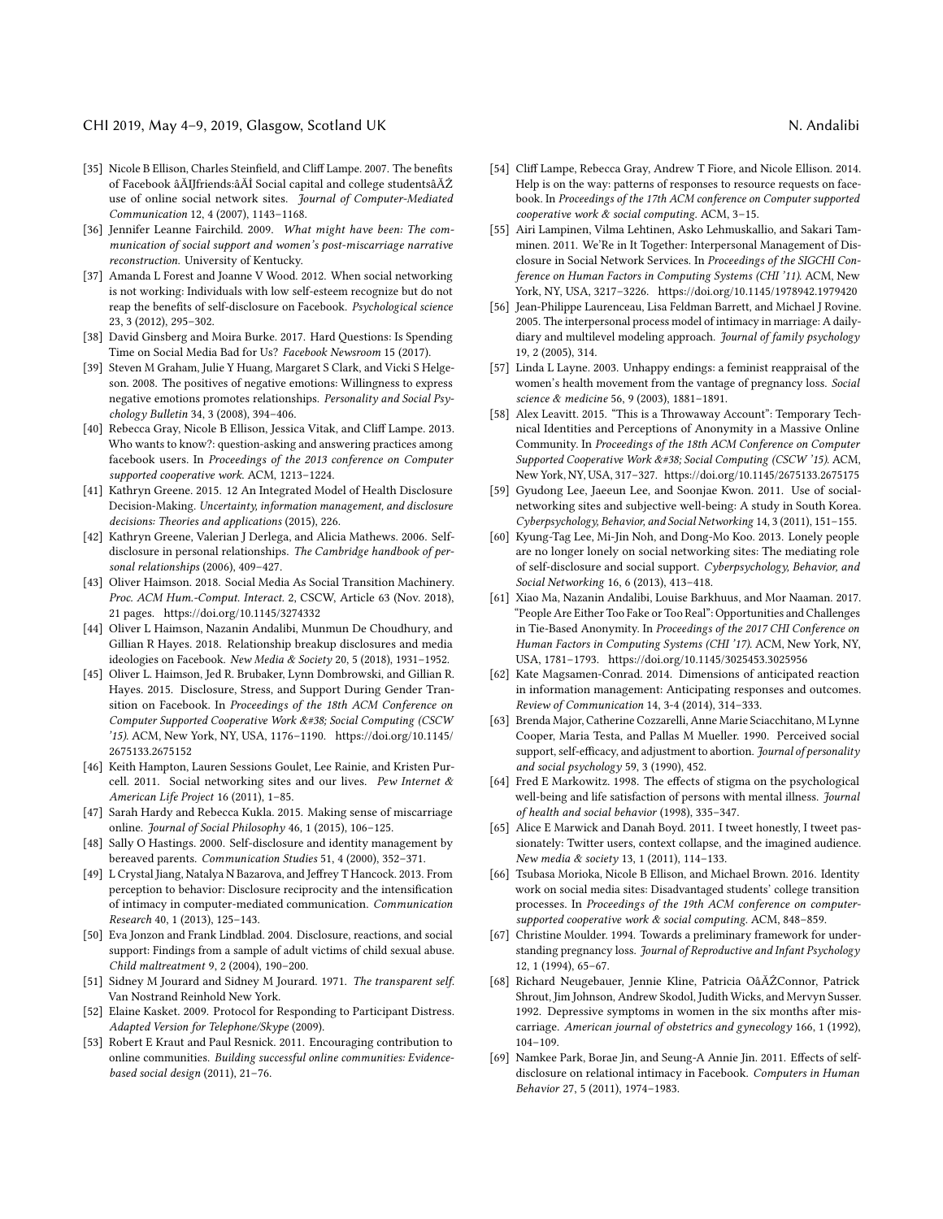- [35] Nicole B Ellison, Charles Steinfield, and Cliff Lampe. 2007. The benefits of Facebook âĂIJfriends:âĂİ Social capital and college studentsâĂŹ use of online social network sites. *Journal of Computer-Mediated Communication* 12, 4 (2007), 1143–1168.
- [36] Jennifer Leanne Fairchild. 2009. *What might have been: The communication of social support and women's post-miscarriage narrative reconstruction.* University of Kentucky.
- [37] Amanda L Forest and Joanne V Wood. 2012. When social networking is not working: Individuals with low self-esteem recognize but do not reap the benefits of self-disclosure on Facebook. *Psychological science* 23, 3 (2012), 295–302.
- [38] David Ginsberg and Moira Burke. 2017. Hard Questions: Is Spending Time on Social Media Bad for Us? *Facebook Newsroom* 15 (2017).
- [39] Steven M Graham, Julie Y Huang, Margaret S Clark, and Vicki S Helgeson. 2008. The positives of negative emotions: Willingness to express negative emotions promotes relationships. *Personality and Social Psychology Bulletin* 34, 3 (2008), 394–406.
- [40] Rebecca Gray, Nicole B Ellison, Jessica Vitak, and Cliff Lampe. 2013. Who wants to know?: question-asking and answering practices among facebook users. In *Proceedings of the 2013 conference on Computer supported cooperative work.* ACM, 1213–1224.
- [41] Kathryn Greene. 2015. 12 An Integrated Model of Health Disclosure Decision-Making. *Uncertainty, information management, and disclosure decisions: Theories and applications* (2015), 226.
- [42] Kathryn Greene, Valerian J Derlega, and Alicia Mathews. 2006. Self-disclosure in personal relationships. *The Cambridge handbook of personal relationships* (2006), 409–427.
- [43] Oliver Haimson. 2018. Social Media As Social Transition Machinery. *Proc. ACM Hum.-Comput. Interact.* 2, CSCW, Article 63 (Nov. 2018), 21 pages. https://doi.org/10.1145/3274332
- [44] Oliver L Haimson, Nazanin Andalibi, Munmun De Choudhury, and Gillian R Hayes. 2018. Relationship breakup disclosures and media ideologies on Facebook. *New Media & Society* 20, 5 (2018), 1931–1952.
- [45] Oliver L. Haimson, Jed R. Brubaker, Lynn Dombrowski, and Gillian R. Hayes. 2015. Disclosure, Stress, and Support During Gender Transition on Facebook. In *Proceedings of the 18th ACM Conference on Computer Supported Cooperative Work &#38; Social Computing (CSCW '15).* ACM, New York, NY, USA, 1176–1190. https://doi.org/10.1145/2675133.2675152
- [46] Keith Hampton, Lauren Sessions Goulet, Lee Rainie, and Kristen Purcell. 2011. Social networking sites and our lives. *Pew Internet & American Life Project* 16 (2011), 1–85.
- [47] Sarah Hardy and Rebecca Kukla. 2015. Making sense of miscarriage online. *Journal of Social Philosophy* 46, 1 (2015), 106–125.
- [48] Sally O Hastings. 2000. Self-disclosure and identity management by bereaved parents. *Communication Studies* 51, 4 (2000), 352–371.
- [49] L Crystal Jiang, Natalya N Bazarova, and Jeffrey T Hancock. 2013. From perception to behavior: Disclosure reciprocity and the intensification of intimacy in computer-mediated communication. *Communication Research* 40, 1 (2013), 125–143.
- [50] Eva Jonzon and Frank Lindblad. 2004. Disclosure, reactions, and social support: Findings from a sample of adult victims of child sexual abuse. *Child maltreatment* 9, 2 (2004), 190–200.
- [51] Sidney M Jourard and Sidney M Jourard. 1971. *The transparent self.* Van Nostrand Reinhold New York.
- [52] Elaine Kasket. 2009. Protocol for Responding to Participant Distress. *Adapted Version for Telephone/Skype* (2009).
- [53] Robert E Kraut and Paul Resnick. 2011. Encouraging contribution to online communities. *Building successful online communities: Evidence-based social design* (2011), 21–76.
- [54] Cliff Lampe, Rebecca Gray, Andrew T Fiore, and Nicole Ellison. 2014. Help is on the way: patterns of responses to resource requests on facebook. In *Proceedings of the 17th ACM conference on Computer supported cooperative work & social computing.* ACM, 3–15.
- [55] Airi Lampinen, Vilma Lehtinen, Asko Lehmuskallio, and Sakari Tamminen. 2011. We'Re in It Together: Interpersonal Management of Disclosure in Social Network Services. In *Proceedings of the SIGCHI Conference on Human Factors in Computing Systems (CHI '11).* ACM, New York, NY, USA, 3217–3226. https://doi.org/10.1145/1978942.1979420
- [56] Jean-Philippe Laurenceau, Lisa Feldman Barrett, and Michael J Rovine. 2005. The interpersonal process model of intimacy in marriage: A daily-diary and multilevel modeling approach. *Journal of family psychology* 19, 2 (2005), 314.
- [57] Linda L Layne. 2003. Unhappy endings: a feminist reappraisal of the women's health movement from the vantage of pregnancy loss. *Social science & medicine* 56, 9 (2003), 1881–1891.
- [58] Alex Leavitt. 2015. "This is a Throwaway Account": Temporary Technical Identities and Perceptions of Anonymity in a Massive Online Community. In *Proceedings of the 18th ACM Conference on Computer Supported Cooperative Work &#38; Social Computing (CSCW '15).* ACM, New York, NY, USA, 317–327. https://doi.org/10.1145/2675133.2675175
- [59] Gyudong Lee, Jaeeun Lee, and Soonjae Kwon. 2011. Use of social-networking sites and subjective well-being: A study in South Korea. *Cyberpsychology, Behavior, and Social Networking* 14, 3 (2011), 151–155.
- [60] Kyung-Tag Lee, Mi-Jin Noh, and Dong-Mo Koo. 2013. Lonely people are no longer lonely on social networking sites: The mediating role of self-disclosure and social support. *Cyberpsychology, Behavior, and Social Networking* 16, 6 (2013), 413–418.
- [61] Xiao Ma, Nazanin Andalibi, Louise Barkhuus, and Mor Naaman. 2017. "People Are Either Too Fake or Too Real": Opportunities and Challenges in Tie-Based Anonymity. In *Proceedings of the 2017 CHI Conference on Human Factors in Computing Systems (CHI '17).* ACM, New York, NY, USA, 1781–1793. https://doi.org/10.1145/3025453.3025956
- [62] Kate Magsamen-Conrad. 2014. Dimensions of anticipated reaction in information management: Anticipating responses and outcomes. *Review of Communication* 14, 3-4 (2014), 314–333.
- [63] Brenda Major, Catherine Cozzarelli, Anne Marie Sciacchitano, M Lynne Cooper, Maria Testa, and Pallas M Mueller. 1990. Perceived social support, self-efficacy, and adjustment to abortion. *Journal of personality and social psychology* 59, 3 (1990), 452.
- [64] Fred E Markowitz. 1998. The effects of stigma on the psychological well-being and life satisfaction of persons with mental illness. *Journal of health and social behavior* (1998), 335–347.
- [65] Alice E Marwick and Danah Boyd. 2011. I tweet honestly, I tweet passionately: Twitter users, context collapse, and the imagined audience. *New media & society* 13, 1 (2011), 114–133.
- [66] Tsubasa Morioka, Nicole B Ellison, and Michael Brown. 2016. Identity work on social media sites: Disadvantaged students' college transition processes. In *Proceedings of the 19th ACM conference on computer-supported cooperative work & social computing.* ACM, 848–859.
- [67] Christine Moulder. 1994. Towards a preliminary framework for understanding pregnancy loss. *Journal of Reproductive and Infant Psychology* 12, 1 (1994), 65–67.
- [68] Richard Neugebauer, Jennie Kline, Patricia OâĂŹConnor, Patrick Shrout, Jim Johnson, Andrew Skodol, Judith Wicks, and Mervyn Susser. 1992. Depressive symptoms in women in the six months after miscarriage. *American journal of obstetrics and gynecology* 166, 1 (1992), 104–109.
- [69] Namkee Park, Borae Jin, and Seung-A Annie Jin. 2011. Effects of self-disclosure on relational intimacy in Facebook. *Computers in Human Behavior* 27, 5 (2011), 1974–1983.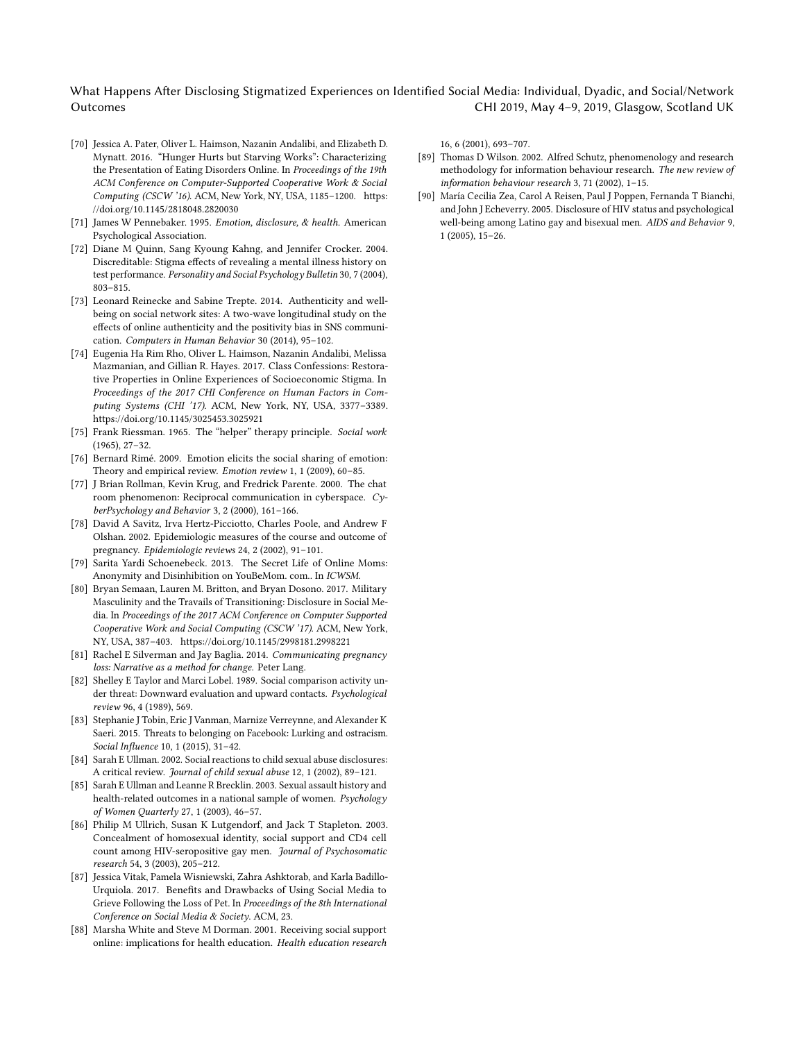- [70] Jessica A. Pater, Oliver L. Haimson, Nazanin Andalibi, and Elizabeth D. Mynatt. 2016. "Hunger Hurts but Starving Works": Characterizing the Presentation of Eating Disorders Online. In *Proceedings of the 19th ACM Conference on Computer-Supported Cooperative Work & Social Computing (CSCW '16)*. ACM, New York, NY, USA, 1185–1200. https://doi.org/10.1145/2818048.2820030
- [71] James W Pennebaker. 1995. *Emotion, disclosure, & health.* American Psychological Association.
- [72] Diane M Quinn, Sang Kyoung Kahng, and Jennifer Crocker. 2004. Discreditable: Stigma effects of revealing a mental illness history on test performance. *Personality and Social Psychology Bulletin* 30, 7 (2004), 803–815.
- [73] Leonard Reinecke and Sabine Trepte. 2014. Authenticity and well-being on social network sites: A two-wave longitudinal study on the effects of online authenticity and the positivity bias in SNS communication. *Computers in Human Behavior* 30 (2014), 95–102.
- [74] Eugenia Ha Rim Rho, Oliver L. Haimson, Nazanin Andalibi, Melissa Mazmanian, and Gillian R. Hayes. 2017. Class Confessions: Restorative Properties in Online Experiences of Socioeconomic Stigma. In *Proceedings of the 2017 CHI Conference on Human Factors in Computing Systems (CHI '17)*. ACM, New York, NY, USA, 3377–3389. https://doi.org/10.1145/3025453.3025921
- [75] Frank Riessman. 1965. The "helper" therapy principle. *Social work* (1965), 27–32.
- [76] Bernard Rimé. 2009. Emotion elicits the social sharing of emotion: Theory and empirical review. *Emotion review* 1, 1 (2009), 60–85.
- [77] J Brian Rollman, Kevin Krug, and Fredrick Parente. 2000. The chat room phenomenon: Reciprocal communication in cyberspace. *CyberPsychology and Behavior* 3, 2 (2000), 161–166.
- [78] David A Savitz, Irva Hertz-Picciotto, Charles Poole, and Andrew F Olshan. 2002. Epidemiologic measures of the course and outcome of pregnancy. *Epidemiologic reviews* 24, 2 (2002), 91–101.
- [79] Sarita Yardi Schoenebeck. 2013. The Secret Life of Online Moms: Anonymity and Disinhibition on YouBeMom. com.. In *ICWSM*.
- [80] Bryan Semaan, Lauren M. Britton, and Bryan Dosono. 2017. Military Masculinity and the Travails of Transitioning: Disclosure in Social Media. In *Proceedings of the 2017 ACM Conference on Computer Supported Cooperative Work and Social Computing (CSCW '17)*. ACM, New York, NY, USA, 387–403. https://doi.org/10.1145/2998181.2998221
- [81] Rachel E Silverman and Jay Baglia. 2014. *Communicating pregnancy loss: Narrative as a method for change.* Peter Lang.
- [82] Shelley E Taylor and Marci Lobel. 1989. Social comparison activity under threat: Downward evaluation and upward contacts. *Psychological review* 96, 4 (1989), 569.
- [83] Stephanie J Tobin, Eric J Vanman, Marnize Verreynne, and Alexander K Saeri. 2015. Threats to belonging on Facebook: Lurking and ostracism. *Social Influence* 10, 1 (2015), 31–42.
- [84] Sarah E Ullman. 2002. Social reactions to child sexual abuse disclosures: A critical review. *Journal of child sexual abuse* 12, 1 (2002), 89–121.
- [85] Sarah E Ullman and Leanne R Brecklin. 2003. Sexual assault history and health-related outcomes in a national sample of women. *Psychology of Women Quarterly* 27, 1 (2003), 46–57.
- [86] Philip M Ullrich, Susan K Lutgendorf, and Jack T Stapleton. 2003. Concealment of homosexual identity, social support and CD4 cell count among HIV-seropositive gay men. *Journal of Psychosomatic research* 54, 3 (2003), 205–212.
- [87] Jessica Vitak, Pamela Wisniewski, Zahra Ashktorab, and Karla Badillo-Urquiola. 2017. Benefits and Drawbacks of Using Social Media to Grieve Following the Loss of Pet. In *Proceedings of the 8th International Conference on Social Media & Society*. ACM, 23.
- [88] Marsha White and Steve M Dorman. 2001. Receiving social support online: implications for health education. *Health education research* 16, 6 (2001), 693–707.
- [89] Thomas D Wilson. 2002. Alfred Schutz, phenomenology and research methodology for information behaviour research. *The new review of information behaviour research* 3, 71 (2002), 1–15.
- [90] María Cecilia Zea, Carol A Reisen, Paul J Poppen, Fernanda T Bianchi, and John J Echeverry. 2005. Disclosure of HIV status and psychological well-being among Latino gay and bisexual men. *AIDS and Behavior* 9, 1 (2005), 15–26.